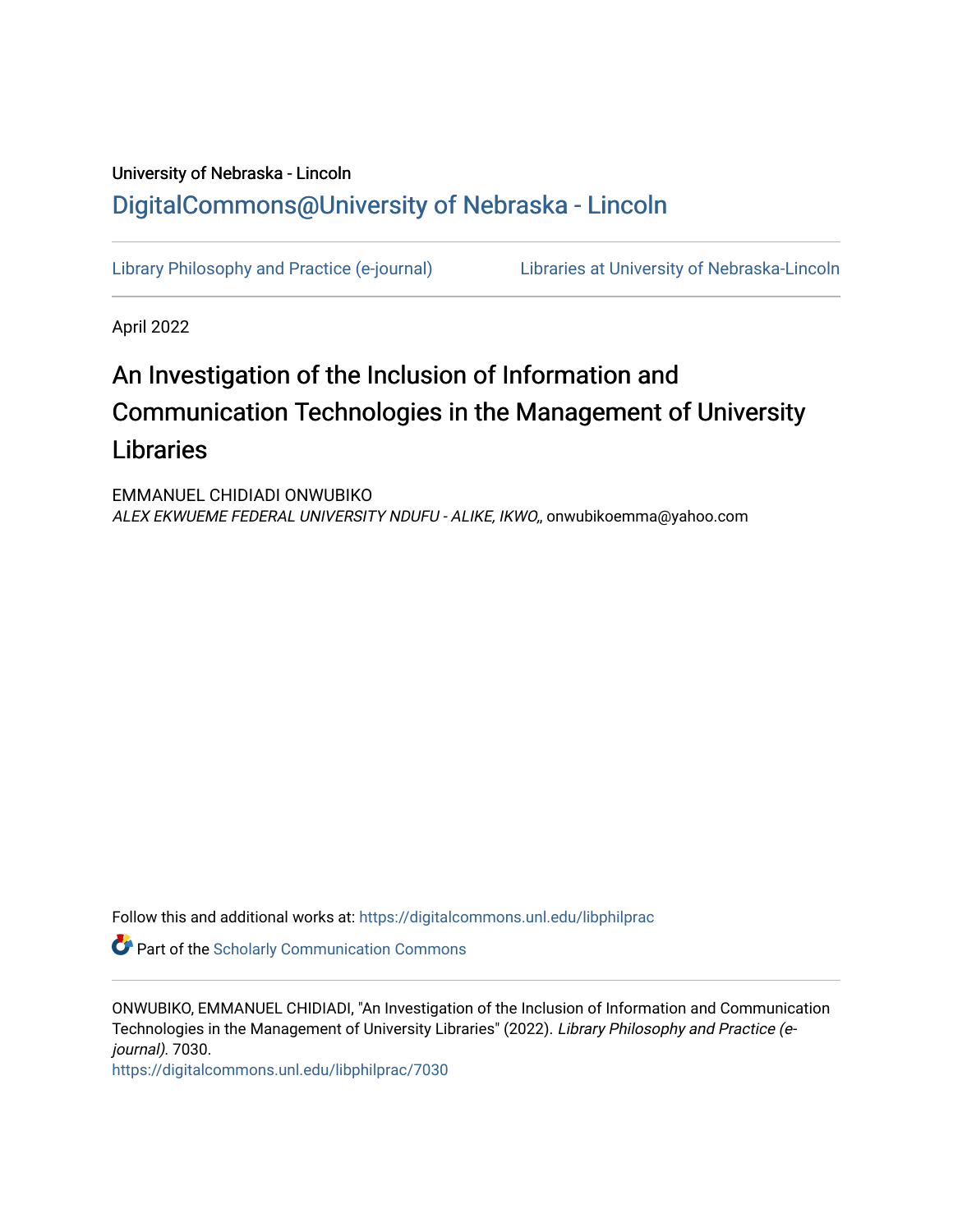University of Nebraska - Lincoln

DigitalCommons@University of Nebraska - Lincoln

Library Philosophy and Practice (e-journal) | Libraries at University of Nebraska-Lincoln

April 2022

# An Investigation of the Inclusion of Information and Communication Technologies in the Management of University Libraries

EMMANUEL CHIDIADI ONWUBIKO
*ALEX EKWUEME FEDERAL UNIVERSITY NDUFU - ALIKE, IKWO,*, onwubikoemma@yahoo.com

Follow this and additional works at: https://digitalcommons.unl.edu/libphilprac

Part of the Scholarly Communication Commons

ONWUBIKO, EMMANUEL CHIDIADI, "An Investigation of the Inclusion of Information and Communication Technologies in the Management of University Libraries" (2022). *Library Philosophy and Practice (e-journal)*. 7030.
https://digitalcommons.unl.edu/libphilprac/7030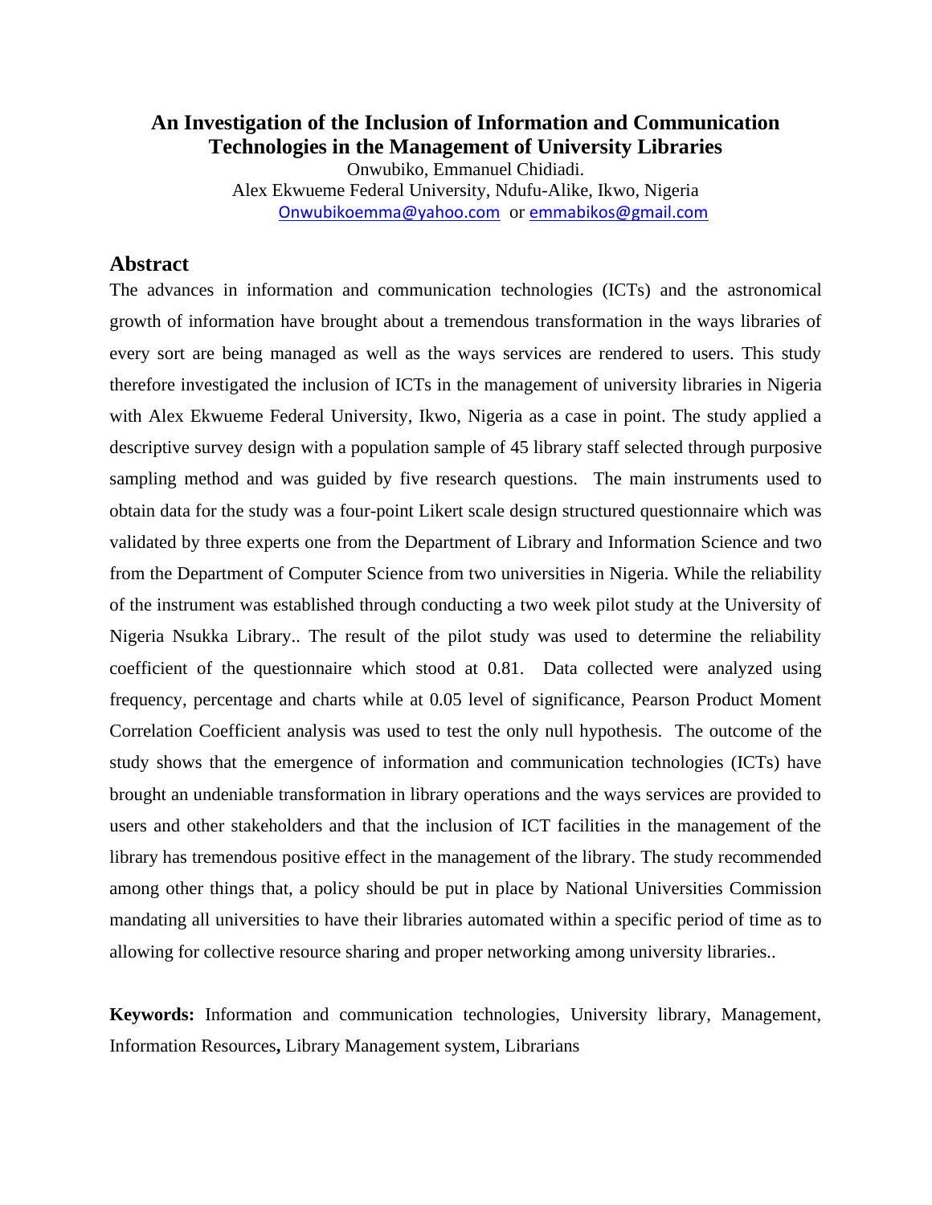# An Investigation of the Inclusion of Information and Communication Technologies in the Management of University Libraries

Onwubiko, Emmanuel Chidiadi.

Alex Ekwueme Federal University, Ndufu-Alike, Ikwo, Nigeria

Onwubikoemma@yahoo.com or emmabikos@gmail.com

## Abstract

The advances in information and communication technologies (ICTs) and the astronomical growth of information have brought about a tremendous transformation in the ways libraries of every sort are being managed as well as the ways services are rendered to users. This study therefore investigated the inclusion of ICTs in the management of university libraries in Nigeria with Alex Ekwueme Federal University, Ikwo, Nigeria as a case in point. The study applied a descriptive survey design with a population sample of 45 library staff selected through purposive sampling method and was guided by five research questions. The main instruments used to obtain data for the study was a four-point Likert scale design structured questionnaire which was validated by three experts one from the Department of Library and Information Science and two from the Department of Computer Science from two universities in Nigeria. While the reliability of the instrument was established through conducting a two week pilot study at the University of Nigeria Nsukka Library.. The result of the pilot study was used to determine the reliability coefficient of the questionnaire which stood at 0.81. Data collected were analyzed using frequency, percentage and charts while at 0.05 level of significance, Pearson Product Moment Correlation Coefficient analysis was used to test the only null hypothesis. The outcome of the study shows that the emergence of information and communication technologies (ICTs) have brought an undeniable transformation in library operations and the ways services are provided to users and other stakeholders and that the inclusion of ICT facilities in the management of the library has tremendous positive effect in the management of the library. The study recommended among other things that, a policy should be put in place by National Universities Commission mandating all universities to have their libraries automated within a specific period of time as to allowing for collective resource sharing and proper networking among university libraries..

**Keywords:** Information and communication technologies, University library, Management, Information Resources**,** Library Management system, Librarians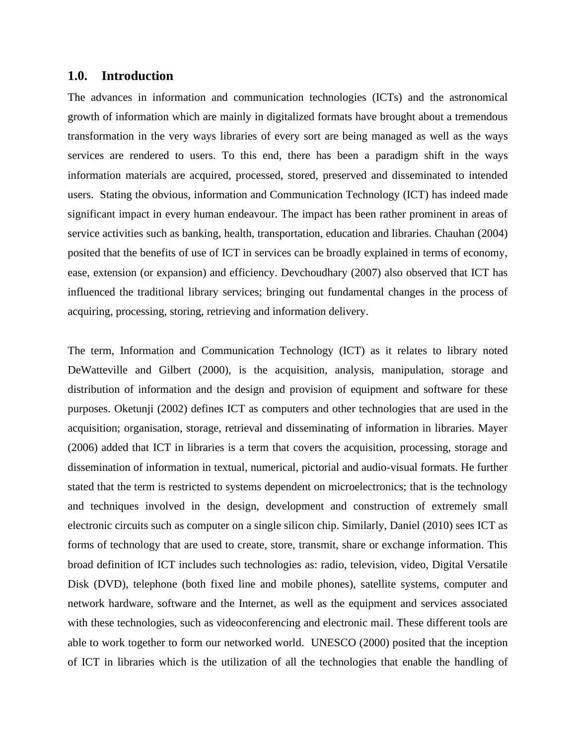## 1.0. Introduction

The advances in information and communication technologies (ICTs) and the astronomical growth of information which are mainly in digitalized formats have brought about a tremendous transformation in the very ways libraries of every sort are being managed as well as the ways services are rendered to users. To this end, there has been a paradigm shift in the ways information materials are acquired, processed, stored, preserved and disseminated to intended users. Stating the obvious, information and Communication Technology (ICT) has indeed made significant impact in every human endeavour. The impact has been rather prominent in areas of service activities such as banking, health, transportation, education and libraries. Chauhan (2004) posited that the benefits of use of ICT in services can be broadly explained in terms of economy, ease, extension (or expansion) and efficiency. Devchoudhary (2007) also observed that ICT has influenced the traditional library services; bringing out fundamental changes in the process of acquiring, processing, storing, retrieving and information delivery.

The term, Information and Communication Technology (ICT) as it relates to library noted DeWatteville and Gilbert (2000), is the acquisition, analysis, manipulation, storage and distribution of information and the design and provision of equipment and software for these purposes. Oketunji (2002) defines ICT as computers and other technologies that are used in the acquisition; organisation, storage, retrieval and disseminating of information in libraries. Mayer (2006) added that ICT in libraries is a term that covers the acquisition, processing, storage and dissemination of information in textual, numerical, pictorial and audio-visual formats. He further stated that the term is restricted to systems dependent on microelectronics; that is the technology and techniques involved in the design, development and construction of extremely small electronic circuits such as computer on a single silicon chip. Similarly, Daniel (2010) sees ICT as forms of technology that are used to create, store, transmit, share or exchange information. This broad definition of ICT includes such technologies as: radio, television, video, Digital Versatile Disk (DVD), telephone (both fixed line and mobile phones), satellite systems, computer and network hardware, software and the Internet, as well as the equipment and services associated with these technologies, such as videoconferencing and electronic mail. These different tools are able to work together to form our networked world. UNESCO (2000) posited that the inception of ICT in libraries which is the utilization of all the technologies that enable the handling of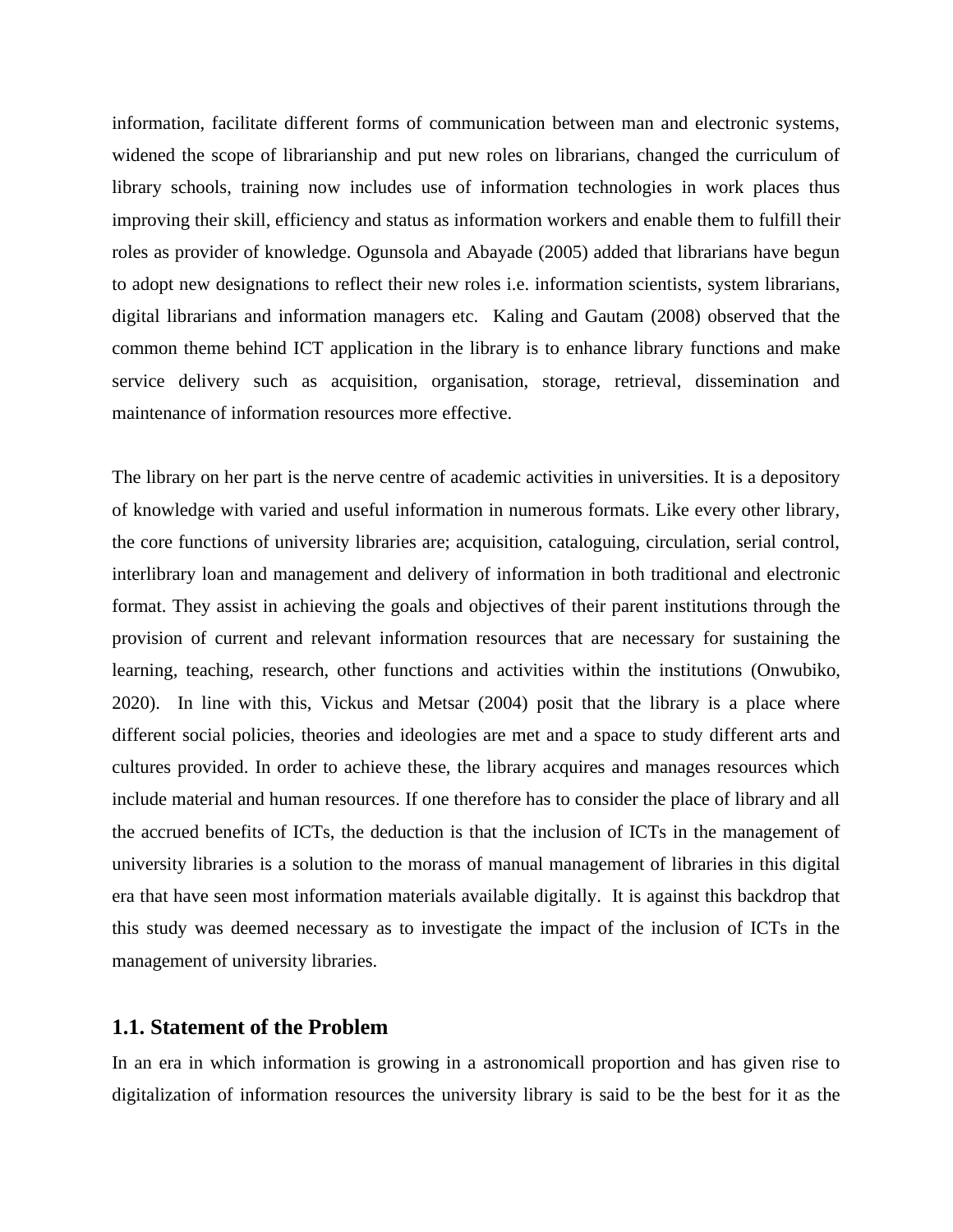information, facilitate different forms of communication between man and electronic systems, widened the scope of librarianship and put new roles on librarians, changed the curriculum of library schools, training now includes use of information technologies in work places thus improving their skill, efficiency and status as information workers and enable them to fulfill their roles as provider of knowledge. Ogunsola and Abayade (2005) added that librarians have begun to adopt new designations to reflect their new roles i.e. information scientists, system librarians, digital librarians and information managers etc. Kaling and Gautam (2008) observed that the common theme behind ICT application in the library is to enhance library functions and make service delivery such as acquisition, organisation, storage, retrieval, dissemination and maintenance of information resources more effective.

The library on her part is the nerve centre of academic activities in universities. It is a depository of knowledge with varied and useful information in numerous formats. Like every other library, the core functions of university libraries are; acquisition, cataloguing, circulation, serial control, interlibrary loan and management and delivery of information in both traditional and electronic format. They assist in achieving the goals and objectives of their parent institutions through the provision of current and relevant information resources that are necessary for sustaining the learning, teaching, research, other functions and activities within the institutions (Onwubiko, 2020). In line with this, Vickus and Metsar (2004) posit that the library is a place where different social policies, theories and ideologies are met and a space to study different arts and cultures provided. In order to achieve these, the library acquires and manages resources which include material and human resources. If one therefore has to consider the place of library and all the accrued benefits of ICTs, the deduction is that the inclusion of ICTs in the management of university libraries is a solution to the morass of manual management of libraries in this digital era that have seen most information materials available digitally. It is against this backdrop that this study was deemed necessary as to investigate the impact of the inclusion of ICTs in the management of university libraries.

## 1.1. Statement of the Problem

In an era in which information is growing in a astronomicall proportion and has given rise to digitalization of information resources the university library is said to be the best for it as the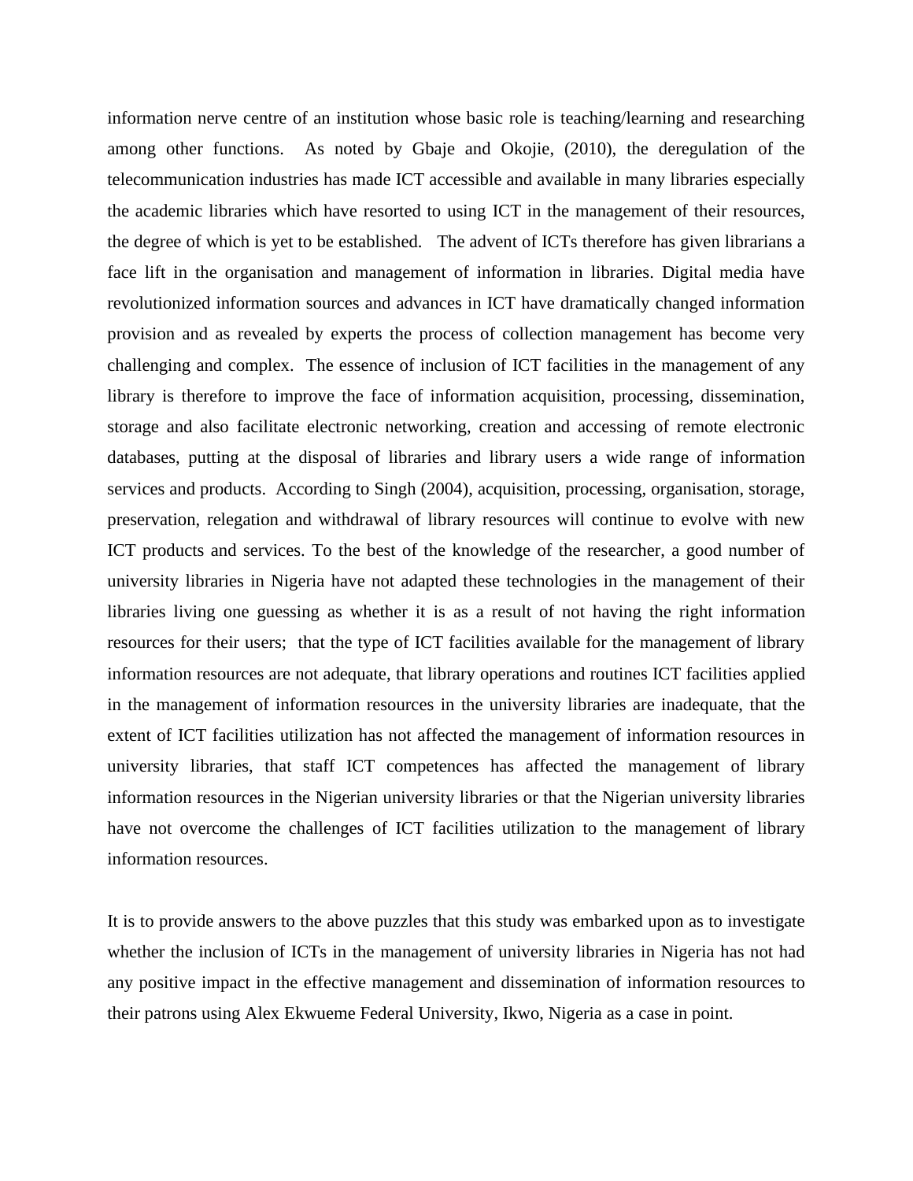information nerve centre of an institution whose basic role is teaching/learning and researching among other functions. As noted by Gbaje and Okojie, (2010), the deregulation of the telecommunication industries has made ICT accessible and available in many libraries especially the academic libraries which have resorted to using ICT in the management of their resources, the degree of which is yet to be established. The advent of ICTs therefore has given librarians a face lift in the organisation and management of information in libraries. Digital media have revolutionized information sources and advances in ICT have dramatically changed information provision and as revealed by experts the process of collection management has become very challenging and complex. The essence of inclusion of ICT facilities in the management of any library is therefore to improve the face of information acquisition, processing, dissemination, storage and also facilitate electronic networking, creation and accessing of remote electronic databases, putting at the disposal of libraries and library users a wide range of information services and products. According to Singh (2004), acquisition, processing, organisation, storage, preservation, relegation and withdrawal of library resources will continue to evolve with new ICT products and services. To the best of the knowledge of the researcher, a good number of university libraries in Nigeria have not adapted these technologies in the management of their libraries living one guessing as whether it is as a result of not having the right information resources for their users; that the type of ICT facilities available for the management of library information resources are not adequate, that library operations and routines ICT facilities applied in the management of information resources in the university libraries are inadequate, that the extent of ICT facilities utilization has not affected the management of information resources in university libraries, that staff ICT competences has affected the management of library information resources in the Nigerian university libraries or that the Nigerian university libraries have not overcome the challenges of ICT facilities utilization to the management of library information resources.

It is to provide answers to the above puzzles that this study was embarked upon as to investigate whether the inclusion of ICTs in the management of university libraries in Nigeria has not had any positive impact in the effective management and dissemination of information resources to their patrons using Alex Ekwueme Federal University, Ikwo, Nigeria as a case in point.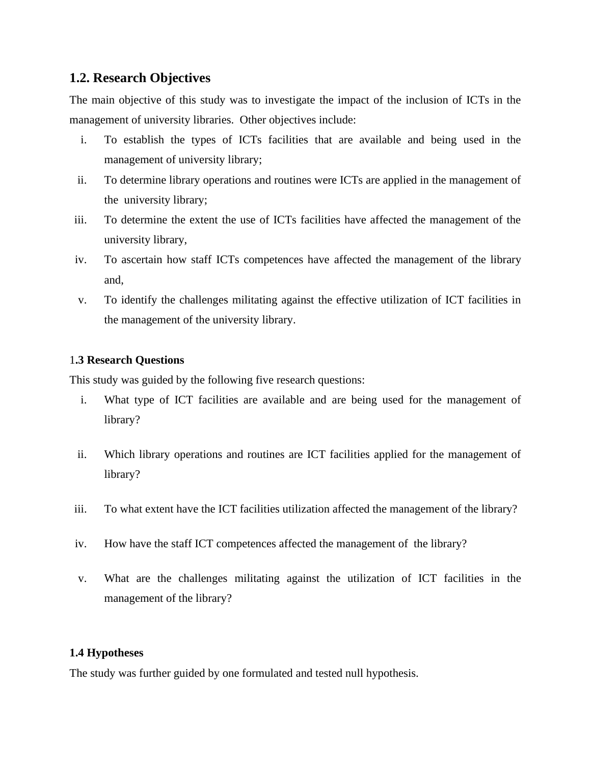## 1.2. Research Objectives

The main objective of this study was to investigate the impact of the inclusion of ICTs in the management of university libraries. Other objectives include:

i. To establish the types of ICTs facilities that are available and being used in the management of university library;
ii. To determine library operations and routines were ICTs are applied in the management of the university library;
iii. To determine the extent the use of ICTs facilities have affected the management of the university library,
iv. To ascertain how staff ICTs competences have affected the management of the library and,
v. To identify the challenges militating against the effective utilization of ICT facilities in the management of the university library.

### 1.3 Research Questions

This study was guided by the following five research questions:

i. What type of ICT facilities are available and are being used for the management of library?
ii. Which library operations and routines are ICT facilities applied for the management of library?
iii. To what extent have the ICT facilities utilization affected the management of the library?
iv. How have the staff ICT competences affected the management of the library?
v. What are the challenges militating against the utilization of ICT facilities in the management of the library?

### 1.4 Hypotheses

The study was further guided by one formulated and tested null hypothesis.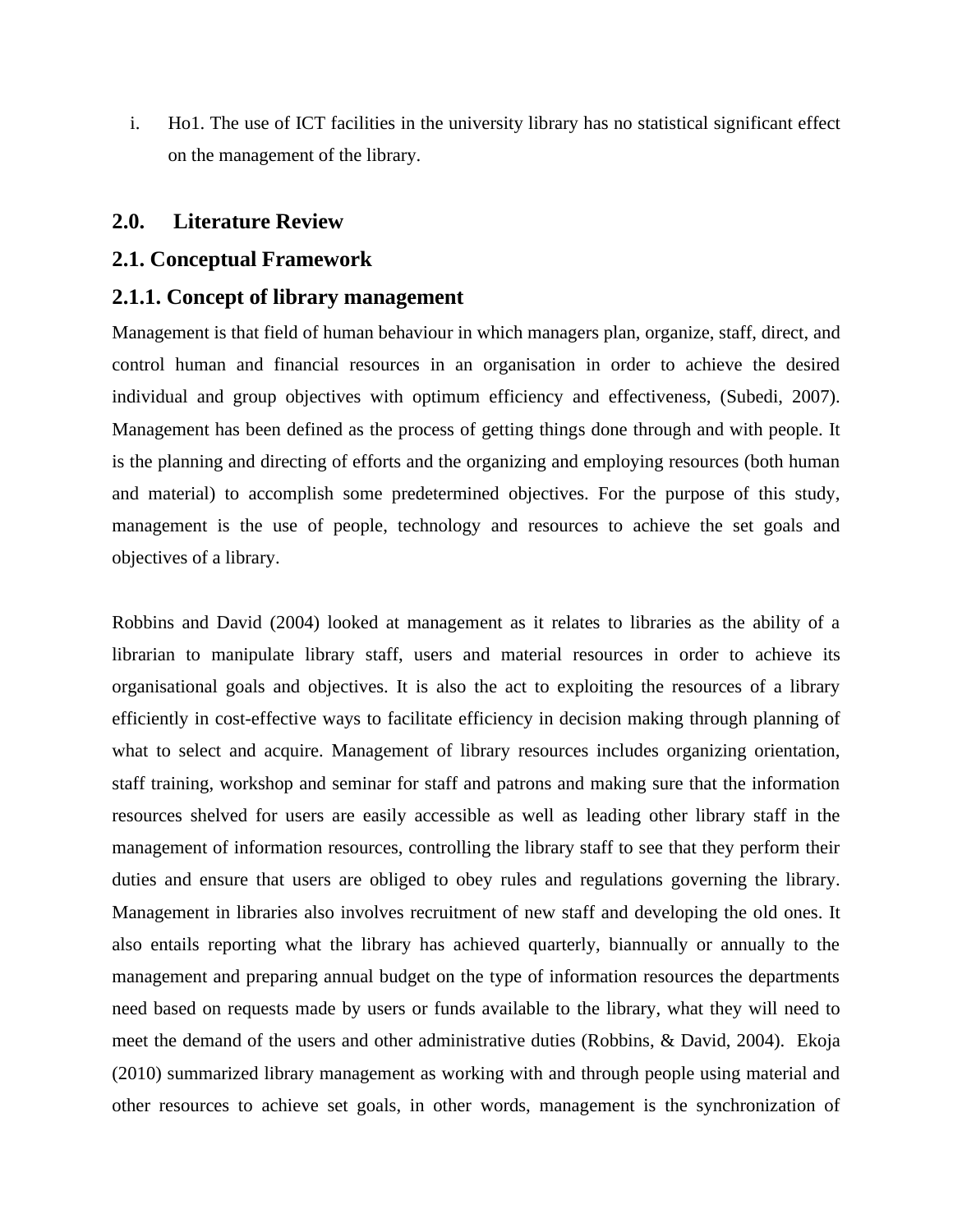i. Ho1. The use of ICT facilities in the university library has no statistical significant effect on the management of the library.

## 2.0. Literature Review

## 2.1. Conceptual Framework

### 2.1.1. Concept of library management

Management is that field of human behaviour in which managers plan, organize, staff, direct, and control human and financial resources in an organisation in order to achieve the desired individual and group objectives with optimum efficiency and effectiveness, (Subedi, 2007). Management has been defined as the process of getting things done through and with people. It is the planning and directing of efforts and the organizing and employing resources (both human and material) to accomplish some predetermined objectives. For the purpose of this study, management is the use of people, technology and resources to achieve the set goals and objectives of a library.

Robbins and David (2004) looked at management as it relates to libraries as the ability of a librarian to manipulate library staff, users and material resources in order to achieve its organisational goals and objectives. It is also the act to exploiting the resources of a library efficiently in cost-effective ways to facilitate efficiency in decision making through planning of what to select and acquire. Management of library resources includes organizing orientation, staff training, workshop and seminar for staff and patrons and making sure that the information resources shelved for users are easily accessible as well as leading other library staff in the management of information resources, controlling the library staff to see that they perform their duties and ensure that users are obliged to obey rules and regulations governing the library. Management in libraries also involves recruitment of new staff and developing the old ones. It also entails reporting what the library has achieved quarterly, biannually or annually to the management and preparing annual budget on the type of information resources the departments need based on requests made by users or funds available to the library, what they will need to meet the demand of the users and other administrative duties (Robbins, & David, 2004). Ekoja (2010) summarized library management as working with and through people using material and other resources to achieve set goals, in other words, management is the synchronization of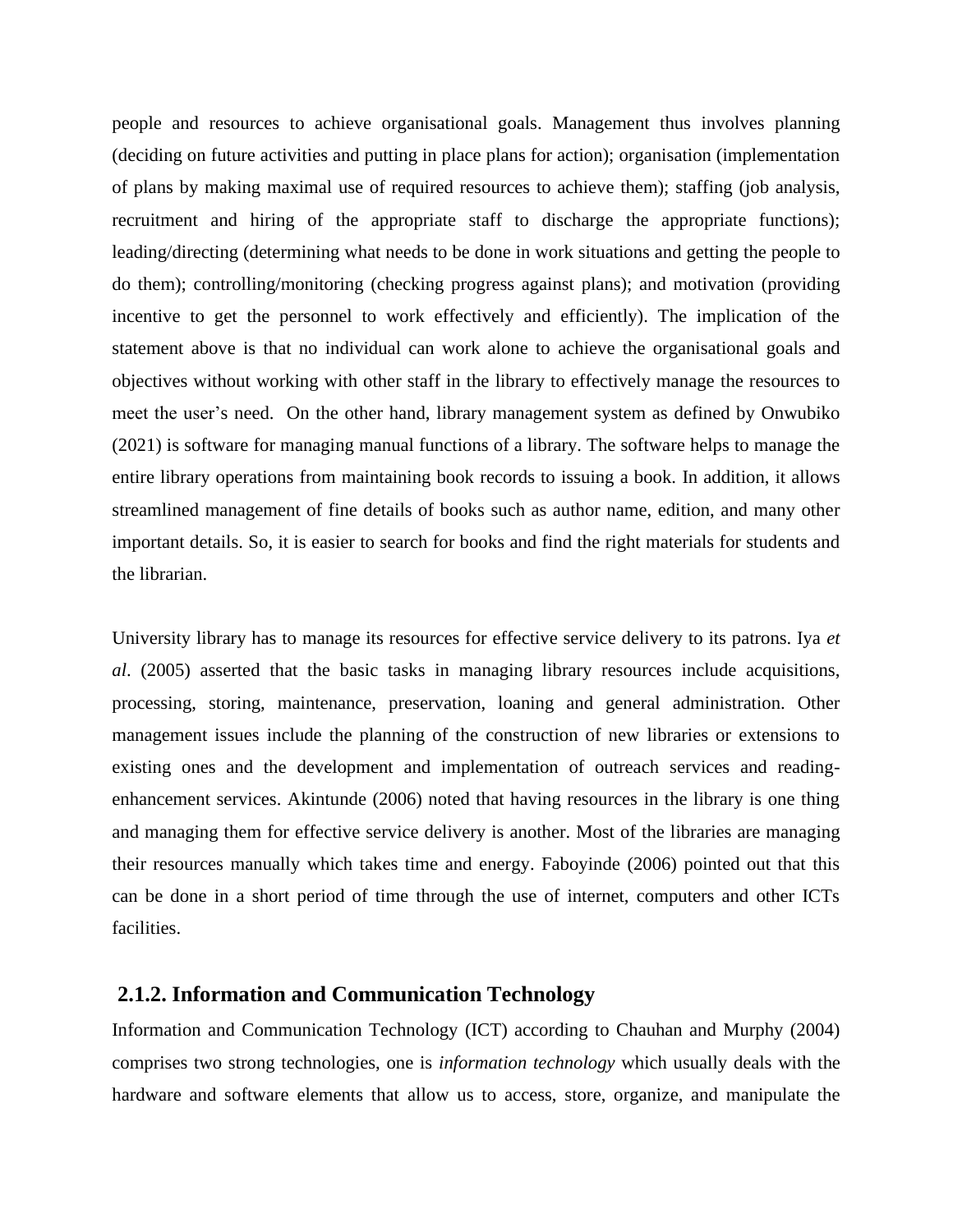people and resources to achieve organisational goals. Management thus involves planning (deciding on future activities and putting in place plans for action); organisation (implementation of plans by making maximal use of required resources to achieve them); staffing (job analysis, recruitment and hiring of the appropriate staff to discharge the appropriate functions); leading/directing (determining what needs to be done in work situations and getting the people to do them); controlling/monitoring (checking progress against plans); and motivation (providing incentive to get the personnel to work effectively and efficiently). The implication of the statement above is that no individual can work alone to achieve the organisational goals and objectives without working with other staff in the library to effectively manage the resources to meet the user's need.  On the other hand, library management system as defined by Onwubiko (2021) is software for managing manual functions of a library. The software helps to manage the entire library operations from maintaining book records to issuing a book. In addition, it allows streamlined management of fine details of books such as author name, edition, and many other important details. So, it is easier to search for books and find the right materials for students and the librarian.

University library has to manage its resources for effective service delivery to its patrons. Iya *et al*. (2005) asserted that the basic tasks in managing library resources include acquisitions, processing, storing, maintenance, preservation, loaning and general administration. Other management issues include the planning of the construction of new libraries or extensions to existing ones and the development and implementation of outreach services and reading-enhancement services. Akintunde (2006) noted that having resources in the library is one thing and managing them for effective service delivery is another. Most of the libraries are managing their resources manually which takes time and energy. Faboyinde (2006) pointed out that this can be done in a short period of time through the use of internet, computers and other ICTs facilities.

### 2.1.2. Information and Communication Technology

Information and Communication Technology (ICT) according to Chauhan and Murphy (2004) comprises two strong technologies, one is *information technology* which usually deals with the hardware and software elements that allow us to access, store, organize, and manipulate the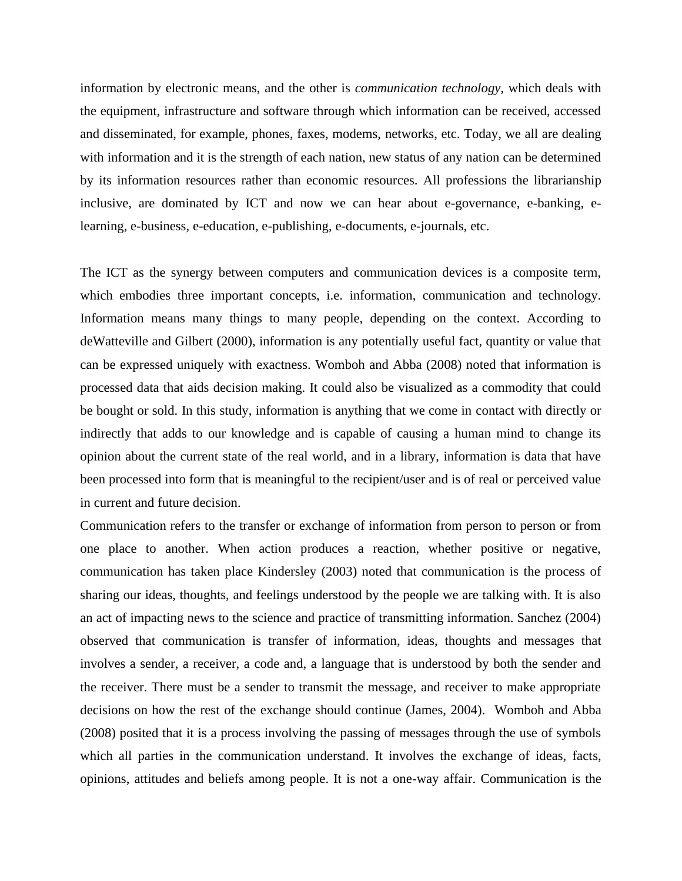information by electronic means, and the other is *communication technology,* which deals with the equipment, infrastructure and software through which information can be received, accessed and disseminated, for example, phones, faxes, modems, networks, etc. Today, we all are dealing with information and it is the strength of each nation, new status of any nation can be determined by its information resources rather than economic resources. All professions the librarianship inclusive, are dominated by ICT and now we can hear about e-governance, e-banking, e-learning, e-business, e-education, e-publishing, e-documents, e-journals, etc.

The ICT as the synergy between computers and communication devices is a composite term, which embodies three important concepts, i.e. information, communication and technology. Information means many things to many people, depending on the context. According to deWatteville and Gilbert (2000), information is any potentially useful fact, quantity or value that can be expressed uniquely with exactness. Womboh and Abba (2008) noted that information is processed data that aids decision making. It could also be visualized as a commodity that could be bought or sold. In this study, information is anything that we come in contact with directly or indirectly that adds to our knowledge and is capable of causing a human mind to change its opinion about the current state of the real world, and in a library, information is data that have been processed into form that is meaningful to the recipient/user and is of real or perceived value in current and future decision.

Communication refers to the transfer or exchange of information from person to person or from one place to another. When action produces a reaction, whether positive or negative, communication has taken place Kindersley (2003) noted that communication is the process of sharing our ideas, thoughts, and feelings understood by the people we are talking with. It is also an act of impacting news to the science and practice of transmitting information. Sanchez (2004) observed that communication is transfer of information, ideas, thoughts and messages that involves a sender, a receiver, a code and, a language that is understood by both the sender and the receiver. There must be a sender to transmit the message, and receiver to make appropriate decisions on how the rest of the exchange should continue (James, 2004). Womboh and Abba (2008) posited that it is a process involving the passing of messages through the use of symbols which all parties in the communication understand. It involves the exchange of ideas, facts, opinions, attitudes and beliefs among people. It is not a one-way affair. Communication is the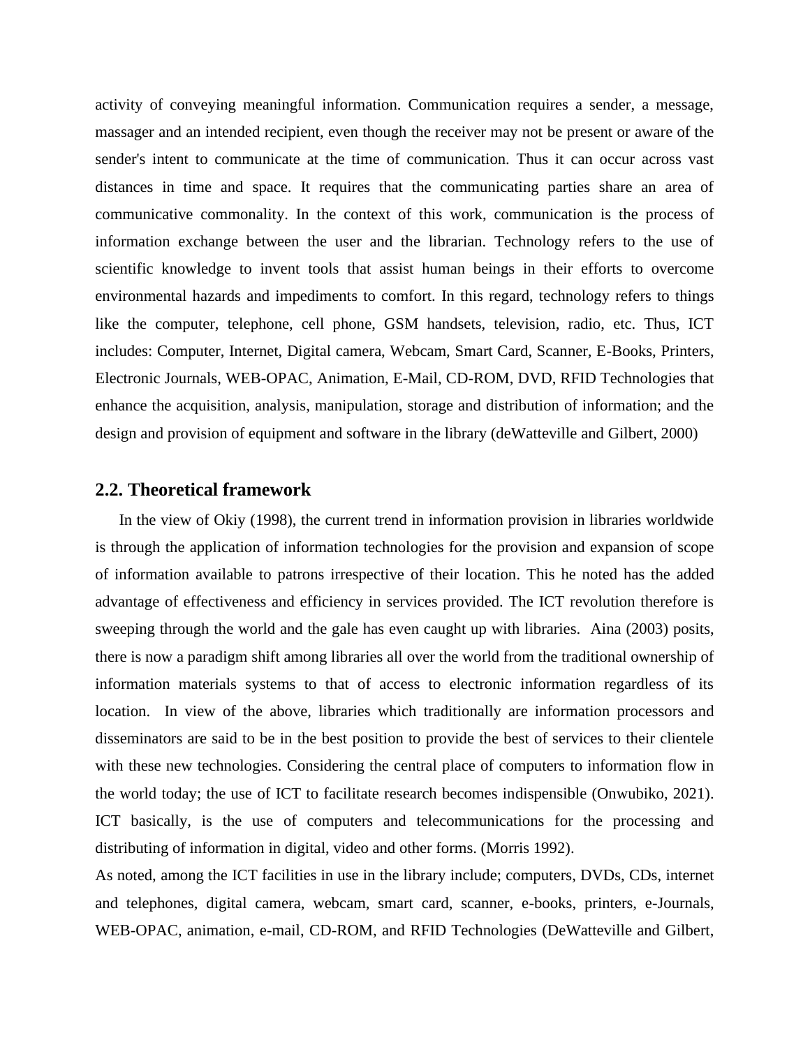activity of conveying meaningful information. Communication requires a sender, a message, massager and an intended recipient, even though the receiver may not be present or aware of the sender's intent to communicate at the time of communication. Thus it can occur across vast distances in time and space. It requires that the communicating parties share an area of communicative commonality. In the context of this work, communication is the process of information exchange between the user and the librarian. Technology refers to the use of scientific knowledge to invent tools that assist human beings in their efforts to overcome environmental hazards and impediments to comfort. In this regard, technology refers to things like the computer, telephone, cell phone, GSM handsets, television, radio, etc. Thus, ICT includes: Computer, Internet, Digital camera, Webcam, Smart Card, Scanner, E-Books, Printers, Electronic Journals, WEB-OPAC, Animation, E-Mail, CD-ROM, DVD, RFID Technologies that enhance the acquisition, analysis, manipulation, storage and distribution of information; and the design and provision of equipment and software in the library (deWatteville and Gilbert, 2000)

## 2.2. Theoretical framework

In the view of Okiy (1998), the current trend in information provision in libraries worldwide is through the application of information technologies for the provision and expansion of scope of information available to patrons irrespective of their location. This he noted has the added advantage of effectiveness and efficiency in services provided. The ICT revolution therefore is sweeping through the world and the gale has even caught up with libraries. Aina (2003) posits, there is now a paradigm shift among libraries all over the world from the traditional ownership of information materials systems to that of access to electronic information regardless of its location. In view of the above, libraries which traditionally are information processors and disseminators are said to be in the best position to provide the best of services to their clientele with these new technologies. Considering the central place of computers to information flow in the world today; the use of ICT to facilitate research becomes indispensible (Onwubiko, 2021). ICT basically, is the use of computers and telecommunications for the processing and distributing of information in digital, video and other forms. (Morris 1992).

As noted, among the ICT facilities in use in the library include; computers, DVDs, CDs, internet and telephones, digital camera, webcam, smart card, scanner, e-books, printers, e-Journals, WEB-OPAC, animation, e-mail, CD-ROM, and RFID Technologies (DeWatteville and Gilbert,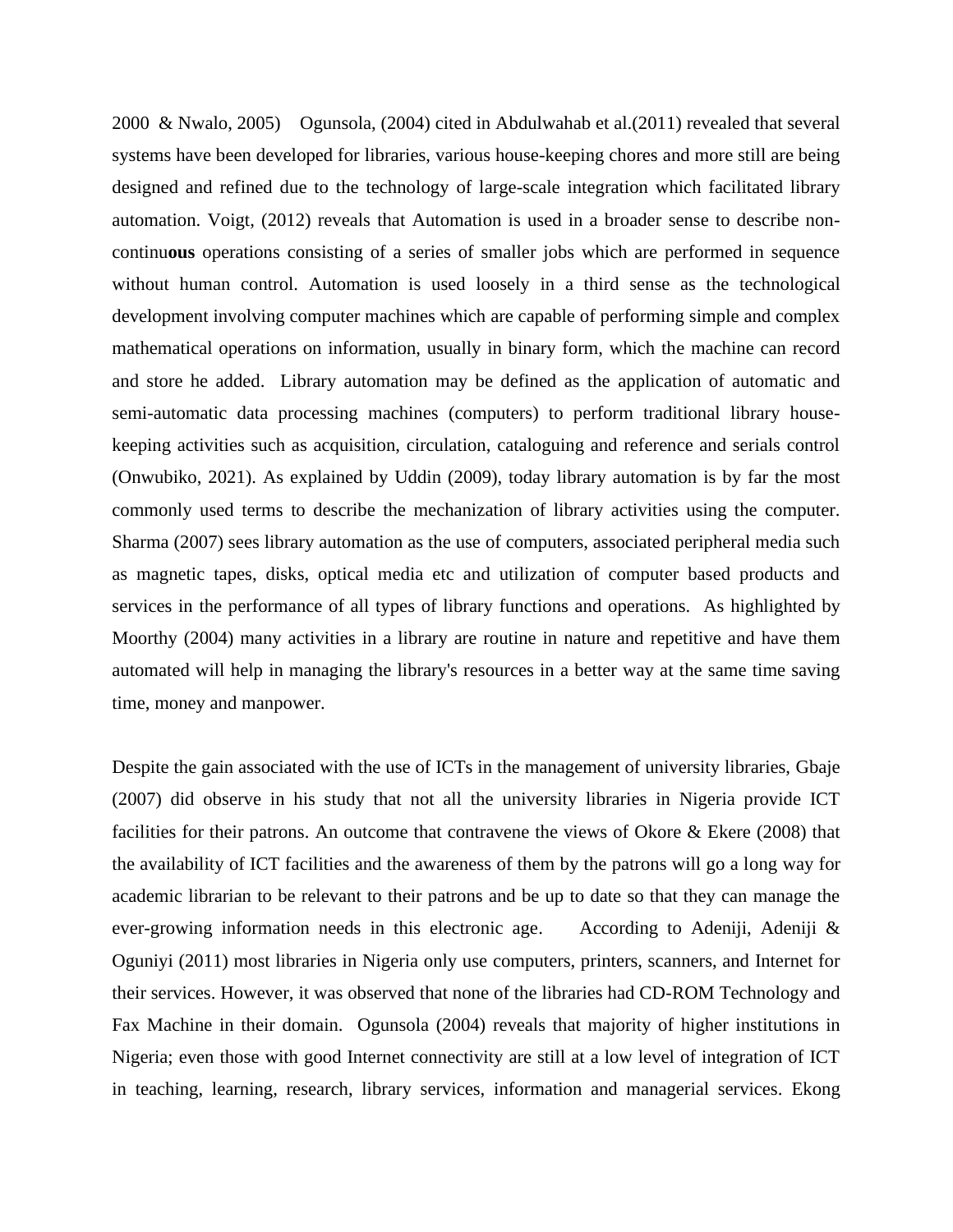2000 & Nwalo, 2005) Ogunsola, (2004) cited in Abdulwahab et al.(2011) revealed that several systems have been developed for libraries, various house-keeping chores and more still are being designed and refined due to the technology of large-scale integration which facilitated library automation. Voigt, (2012) reveals that Automation is used in a broader sense to describe non-continu**ous** operations consisting of a series of smaller jobs which are performed in sequence without human control. Automation is used loosely in a third sense as the technological development involving computer machines which are capable of performing simple and complex mathematical operations on information, usually in binary form, which the machine can record and store he added. Library automation may be defined as the application of automatic and semi-automatic data processing machines (computers) to perform traditional library house-keeping activities such as acquisition, circulation, cataloguing and reference and serials control (Onwubiko, 2021). As explained by Uddin (2009), today library automation is by far the most commonly used terms to describe the mechanization of library activities using the computer. Sharma (2007) sees library automation as the use of computers, associated peripheral media such as magnetic tapes, disks, optical media etc and utilization of computer based products and services in the performance of all types of library functions and operations. As highlighted by Moorthy (2004) many activities in a library are routine in nature and repetitive and have them automated will help in managing the library's resources in a better way at the same time saving time, money and manpower.

Despite the gain associated with the use of ICTs in the management of university libraries, Gbaje (2007) did observe in his study that not all the university libraries in Nigeria provide ICT facilities for their patrons. An outcome that contravene the views of Okore & Ekere (2008) that the availability of ICT facilities and the awareness of them by the patrons will go a long way for academic librarian to be relevant to their patrons and be up to date so that they can manage the ever-growing information needs in this electronic age. According to Adeniji, Adeniji & Oguniyi (2011) most libraries in Nigeria only use computers, printers, scanners, and Internet for their services. However, it was observed that none of the libraries had CD-ROM Technology and Fax Machine in their domain. Ogunsola (2004) reveals that majority of higher institutions in Nigeria; even those with good Internet connectivity are still at a low level of integration of ICT in teaching, learning, research, library services, information and managerial services. Ekong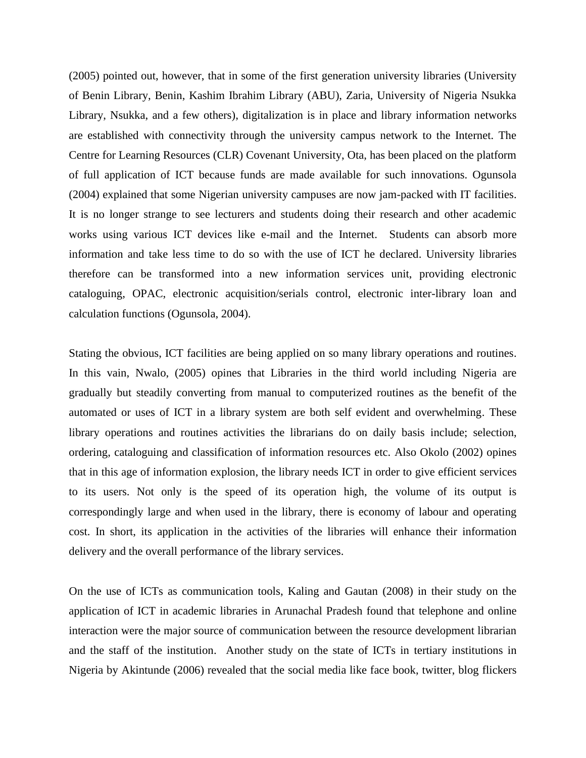(2005) pointed out, however, that in some of the first generation university libraries (University of Benin Library, Benin, Kashim Ibrahim Library (ABU), Zaria, University of Nigeria Nsukka Library, Nsukka, and a few others), digitalization is in place and library information networks are established with connectivity through the university campus network to the Internet. The Centre for Learning Resources (CLR) Covenant University, Ota, has been placed on the platform of full application of ICT because funds are made available for such innovations. Ogunsola (2004) explained that some Nigerian university campuses are now jam-packed with IT facilities. It is no longer strange to see lecturers and students doing their research and other academic works using various ICT devices like e-mail and the Internet. Students can absorb more information and take less time to do so with the use of ICT he declared. University libraries therefore can be transformed into a new information services unit, providing electronic cataloguing, OPAC, electronic acquisition/serials control, electronic inter-library loan and calculation functions (Ogunsola, 2004).

Stating the obvious, ICT facilities are being applied on so many library operations and routines. In this vain, Nwalo, (2005) opines that Libraries in the third world including Nigeria are gradually but steadily converting from manual to computerized routines as the benefit of the automated or uses of ICT in a library system are both self evident and overwhelming. These library operations and routines activities the librarians do on daily basis include; selection, ordering, cataloguing and classification of information resources etc. Also Okolo (2002) opines that in this age of information explosion, the library needs ICT in order to give efficient services to its users. Not only is the speed of its operation high, the volume of its output is correspondingly large and when used in the library, there is economy of labour and operating cost. In short, its application in the activities of the libraries will enhance their information delivery and the overall performance of the library services.

On the use of ICTs as communication tools, Kaling and Gautan (2008) in their study on the application of ICT in academic libraries in Arunachal Pradesh found that telephone and online interaction were the major source of communication between the resource development librarian and the staff of the institution. Another study on the state of ICTs in tertiary institutions in Nigeria by Akintunde (2006) revealed that the social media like face book, twitter, blog flickers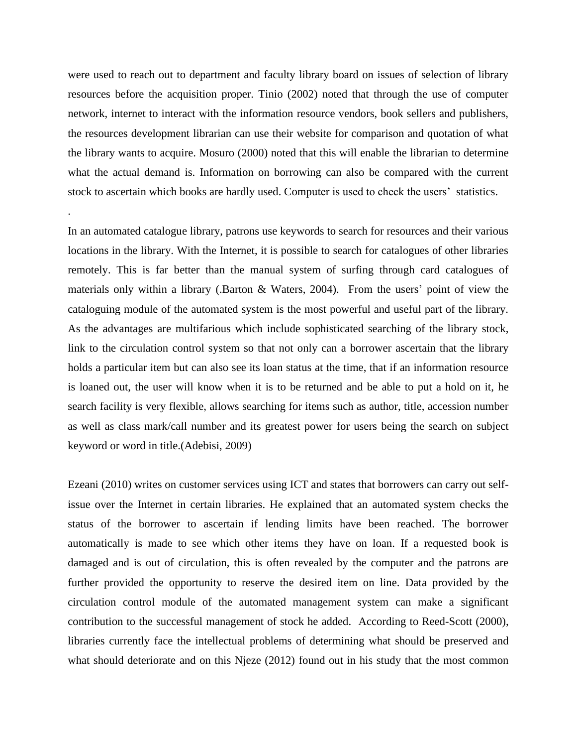were used to reach out to department and faculty library board on issues of selection of library resources before the acquisition proper. Tinio (2002) noted that through the use of computer network, internet to interact with the information resource vendors, book sellers and publishers, the resources development librarian can use their website for comparison and quotation of what the library wants to acquire. Mosuro (2000) noted that this will enable the librarian to determine what the actual demand is. Information on borrowing can also be compared with the current stock to ascertain which books are hardly used. Computer is used to check the users' statistics.

.

In an automated catalogue library, patrons use keywords to search for resources and their various locations in the library. With the Internet, it is possible to search for catalogues of other libraries remotely. This is far better than the manual system of surfing through card catalogues of materials only within a library (.Barton & Waters, 2004). From the users' point of view the cataloguing module of the automated system is the most powerful and useful part of the library. As the advantages are multifarious which include sophisticated searching of the library stock, link to the circulation control system so that not only can a borrower ascertain that the library holds a particular item but can also see its loan status at the time, that if an information resource is loaned out, the user will know when it is to be returned and be able to put a hold on it, he search facility is very flexible, allows searching for items such as author, title, accession number as well as class mark/call number and its greatest power for users being the search on subject keyword or word in title.(Adebisi, 2009)

Ezeani (2010) writes on customer services using ICT and states that borrowers can carry out self-issue over the Internet in certain libraries. He explained that an automated system checks the status of the borrower to ascertain if lending limits have been reached. The borrower automatically is made to see which other items they have on loan. If a requested book is damaged and is out of circulation, this is often revealed by the computer and the patrons are further provided the opportunity to reserve the desired item on line. Data provided by the circulation control module of the automated management system can make a significant contribution to the successful management of stock he added. According to Reed-Scott (2000), libraries currently face the intellectual problems of determining what should be preserved and what should deteriorate and on this Njeze (2012) found out in his study that the most common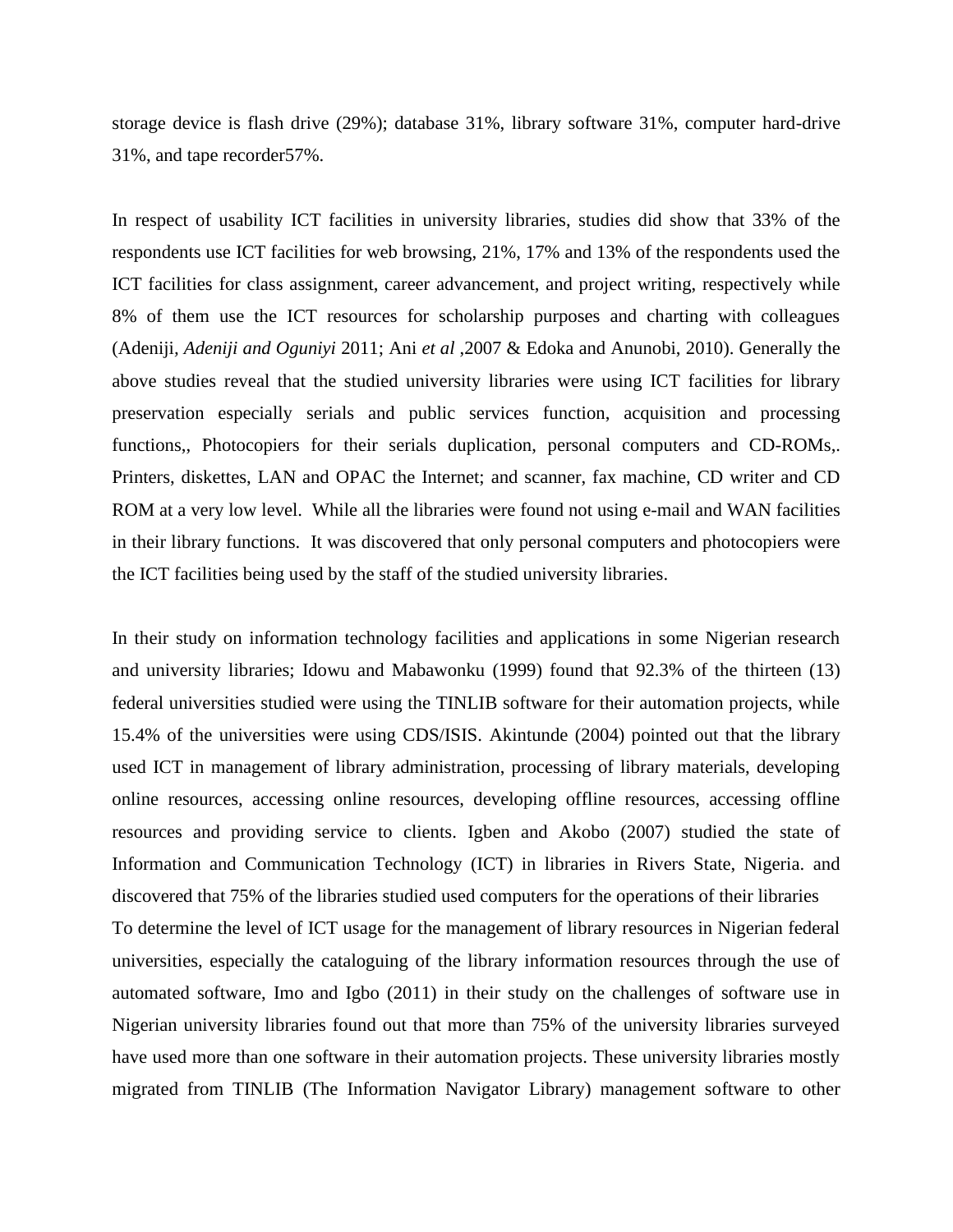storage device is flash drive (29%); database 31%, library software 31%, computer hard-drive 31%, and tape recorder57%.

In respect of usability ICT facilities in university libraries, studies did show that 33% of the respondents use ICT facilities for web browsing, 21%, 17% and 13% of the respondents used the ICT facilities for class assignment, career advancement, and project writing, respectively while 8% of them use the ICT resources for scholarship purposes and charting with colleagues (Adeniji, *Adeniji and Oguniyi* 2011; Ani *et al* ,2007 & Edoka and Anunobi, 2010). Generally the above studies reveal that the studied university libraries were using ICT facilities for library preservation especially serials and public services function, acquisition and processing functions,, Photocopiers for their serials duplication, personal computers and CD-ROMs,. Printers, diskettes, LAN and OPAC the Internet; and scanner, fax machine, CD writer and CD ROM at a very low level. While all the libraries were found not using e-mail and WAN facilities in their library functions. It was discovered that only personal computers and photocopiers were the ICT facilities being used by the staff of the studied university libraries.

In their study on information technology facilities and applications in some Nigerian research and university libraries; Idowu and Mabawonku (1999) found that 92.3% of the thirteen (13) federal universities studied were using the TINLIB software for their automation projects, while 15.4% of the universities were using CDS/ISIS. Akintunde (2004) pointed out that the library used ICT in management of library administration, processing of library materials, developing online resources, accessing online resources, developing offline resources, accessing offline resources and providing service to clients. Igben and Akobo (2007) studied the state of Information and Communication Technology (ICT) in libraries in Rivers State, Nigeria. and discovered that 75% of the libraries studied used computers for the operations of their libraries

To determine the level of ICT usage for the management of library resources in Nigerian federal universities, especially the cataloguing of the library information resources through the use of automated software, Imo and Igbo (2011) in their study on the challenges of software use in Nigerian university libraries found out that more than 75% of the university libraries surveyed have used more than one software in their automation projects. These university libraries mostly migrated from TINLIB (The Information Navigator Library) management software to other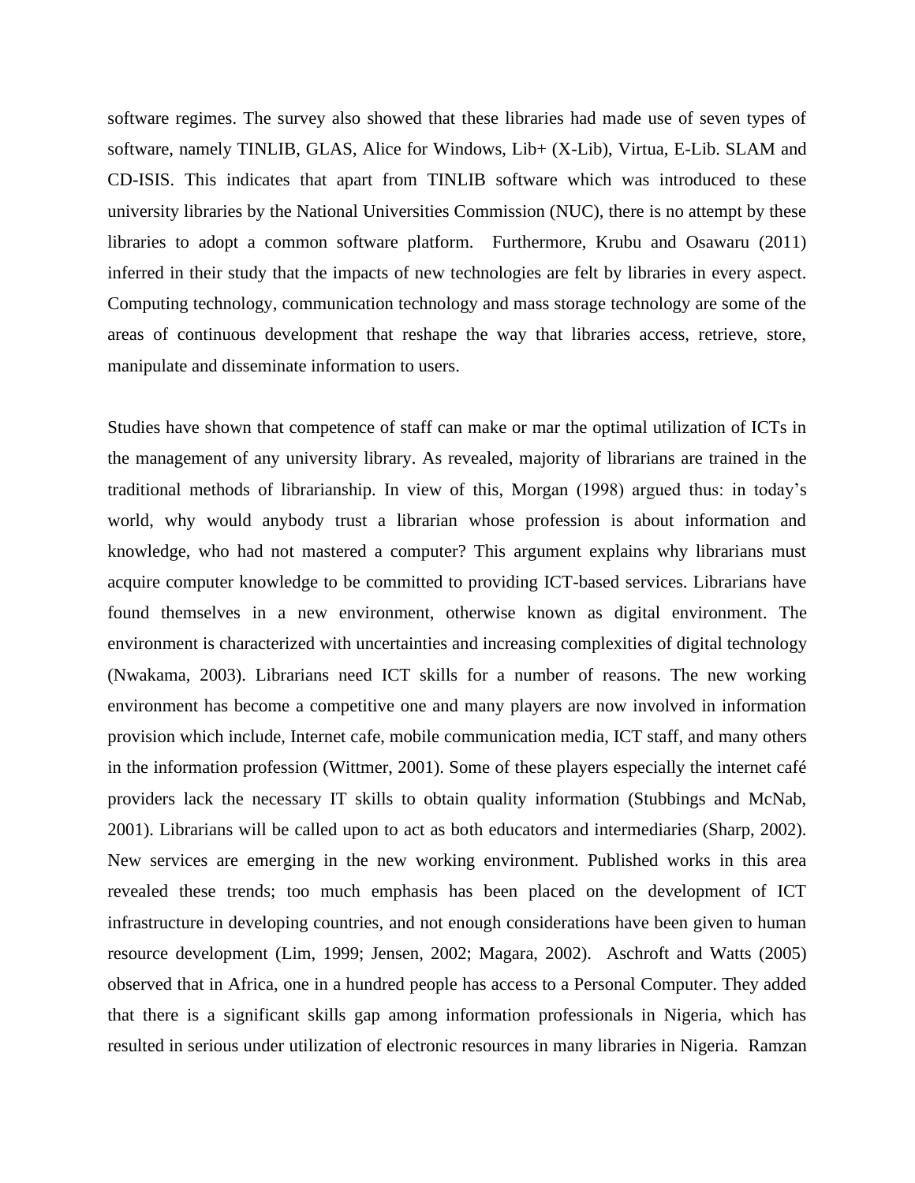software regimes. The survey also showed that these libraries had made use of seven types of software, namely TINLIB, GLAS, Alice for Windows, Lib+ (X-Lib), Virtua, E-Lib. SLAM and CD-ISIS. This indicates that apart from TINLIB software which was introduced to these university libraries by the National Universities Commission (NUC), there is no attempt by these libraries to adopt a common software platform. Furthermore, Krubu and Osawaru (2011) inferred in their study that the impacts of new technologies are felt by libraries in every aspect. Computing technology, communication technology and mass storage technology are some of the areas of continuous development that reshape the way that libraries access, retrieve, store, manipulate and disseminate information to users.

Studies have shown that competence of staff can make or mar the optimal utilization of ICTs in the management of any university library. As revealed, majority of librarians are trained in the traditional methods of librarianship. In view of this, Morgan (1998) argued thus: in today's world, why would anybody trust a librarian whose profession is about information and knowledge, who had not mastered a computer? This argument explains why librarians must acquire computer knowledge to be committed to providing ICT-based services. Librarians have found themselves in a new environment, otherwise known as digital environment. The environment is characterized with uncertainties and increasing complexities of digital technology (Nwakama, 2003). Librarians need ICT skills for a number of reasons. The new working environment has become a competitive one and many players are now involved in information provision which include, Internet cafe, mobile communication media, ICT staff, and many others in the information profession (Wittmer, 2001). Some of these players especially the internet café providers lack the necessary IT skills to obtain quality information (Stubbings and McNab, 2001). Librarians will be called upon to act as both educators and intermediaries (Sharp, 2002). New services are emerging in the new working environment. Published works in this area revealed these trends; too much emphasis has been placed on the development of ICT infrastructure in developing countries, and not enough considerations have been given to human resource development (Lim, 1999; Jensen, 2002; Magara, 2002). Aschroft and Watts (2005) observed that in Africa, one in a hundred people has access to a Personal Computer. They added that there is a significant skills gap among information professionals in Nigeria, which has resulted in serious under utilization of electronic resources in many libraries in Nigeria. Ramzan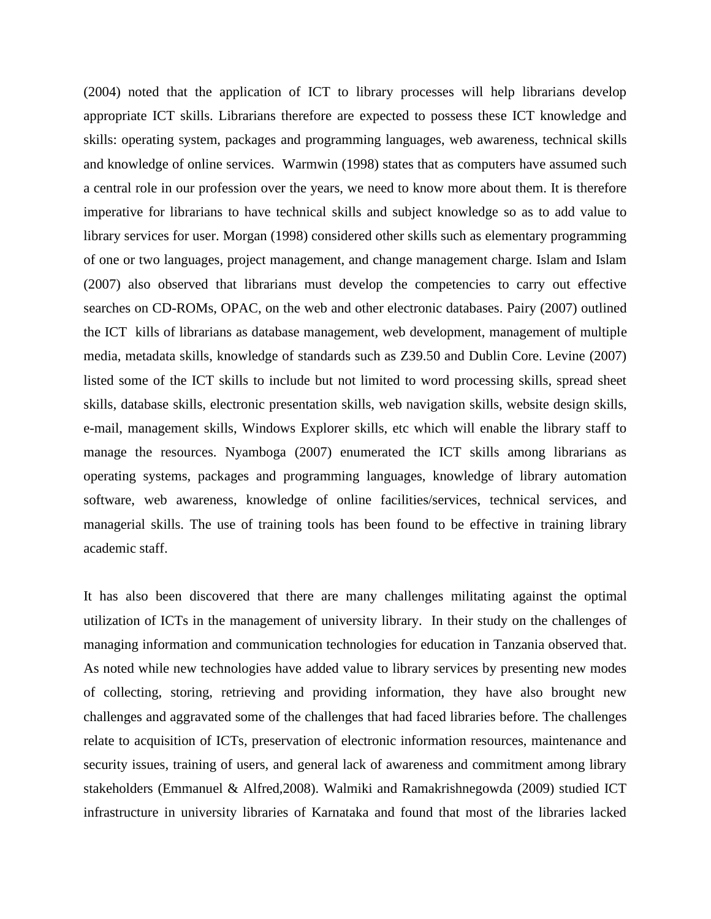(2004) noted that the application of ICT to library processes will help librarians develop appropriate ICT skills. Librarians therefore are expected to possess these ICT knowledge and skills: operating system, packages and programming languages, web awareness, technical skills and knowledge of online services. Warmwin (1998) states that as computers have assumed such a central role in our profession over the years, we need to know more about them. It is therefore imperative for librarians to have technical skills and subject knowledge so as to add value to library services for user. Morgan (1998) considered other skills such as elementary programming of one or two languages, project management, and change management charge. Islam and Islam (2007) also observed that librarians must develop the competencies to carry out effective searches on CD-ROMs, OPAC, on the web and other electronic databases. Pairy (2007) outlined the ICT kills of librarians as database management, web development, management of multiple media, metadata skills, knowledge of standards such as Z39.50 and Dublin Core. Levine (2007) listed some of the ICT skills to include but not limited to word processing skills, spread sheet skills, database skills, electronic presentation skills, web navigation skills, website design skills, e-mail, management skills, Windows Explorer skills, etc which will enable the library staff to manage the resources. Nyamboga (2007) enumerated the ICT skills among librarians as operating systems, packages and programming languages, knowledge of library automation software, web awareness, knowledge of online facilities/services, technical services, and managerial skills. The use of training tools has been found to be effective in training library academic staff.

It has also been discovered that there are many challenges militating against the optimal utilization of ICTs in the management of university library. In their study on the challenges of managing information and communication technologies for education in Tanzania observed that. As noted while new technologies have added value to library services by presenting new modes of collecting, storing, retrieving and providing information, they have also brought new challenges and aggravated some of the challenges that had faced libraries before. The challenges relate to acquisition of ICTs, preservation of electronic information resources, maintenance and security issues, training of users, and general lack of awareness and commitment among library stakeholders (Emmanuel & Alfred,2008). Walmiki and Ramakrishnegowda (2009) studied ICT infrastructure in university libraries of Karnataka and found that most of the libraries lacked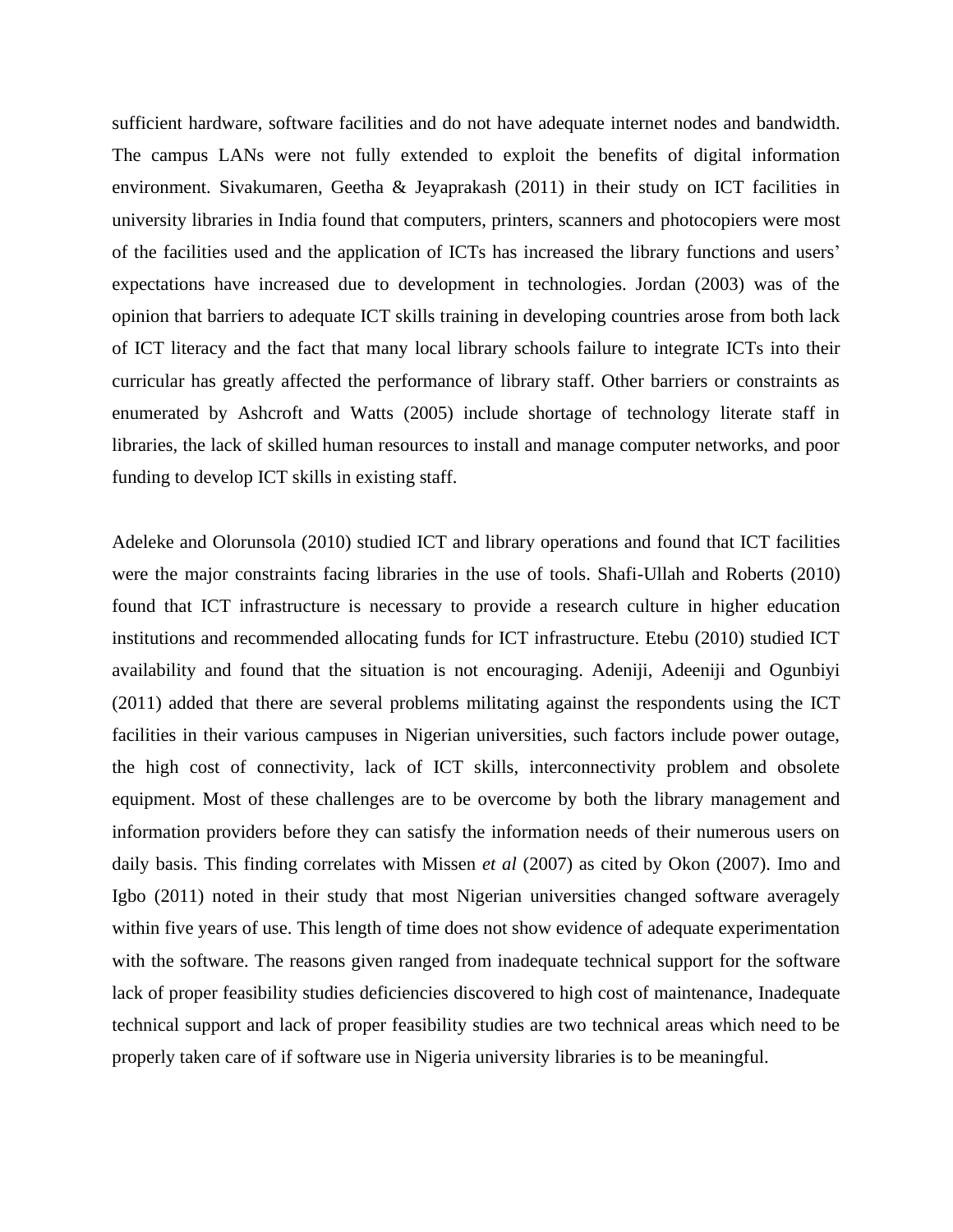sufficient hardware, software facilities and do not have adequate internet nodes and bandwidth. The campus LANs were not fully extended to exploit the benefits of digital information environment. Sivakumaren, Geetha & Jeyaprakash (2011) in their study on ICT facilities in university libraries in India found that computers, printers, scanners and photocopiers were most of the facilities used and the application of ICTs has increased the library functions and users' expectations have increased due to development in technologies. Jordan (2003) was of the opinion that barriers to adequate ICT skills training in developing countries arose from both lack of ICT literacy and the fact that many local library schools failure to integrate ICTs into their curricular has greatly affected the performance of library staff. Other barriers or constraints as enumerated by Ashcroft and Watts (2005) include shortage of technology literate staff in libraries, the lack of skilled human resources to install and manage computer networks, and poor funding to develop ICT skills in existing staff.

Adeleke and Olorunsola (2010) studied ICT and library operations and found that ICT facilities were the major constraints facing libraries in the use of tools. Shafi-Ullah and Roberts (2010) found that ICT infrastructure is necessary to provide a research culture in higher education institutions and recommended allocating funds for ICT infrastructure. Etebu (2010) studied ICT availability and found that the situation is not encouraging. Adeniji, Adeeniji and Ogunbiyi (2011) added that there are several problems militating against the respondents using the ICT facilities in their various campuses in Nigerian universities, such factors include power outage, the high cost of connectivity, lack of ICT skills, interconnectivity problem and obsolete equipment. Most of these challenges are to be overcome by both the library management and information providers before they can satisfy the information needs of their numerous users on daily basis. This finding correlates with Missen *et al* (2007) as cited by Okon (2007). Imo and Igbo (2011) noted in their study that most Nigerian universities changed software averagely within five years of use. This length of time does not show evidence of adequate experimentation with the software. The reasons given ranged from inadequate technical support for the software lack of proper feasibility studies deficiencies discovered to high cost of maintenance, Inadequate technical support and lack of proper feasibility studies are two technical areas which need to be properly taken care of if software use in Nigeria university libraries is to be meaningful.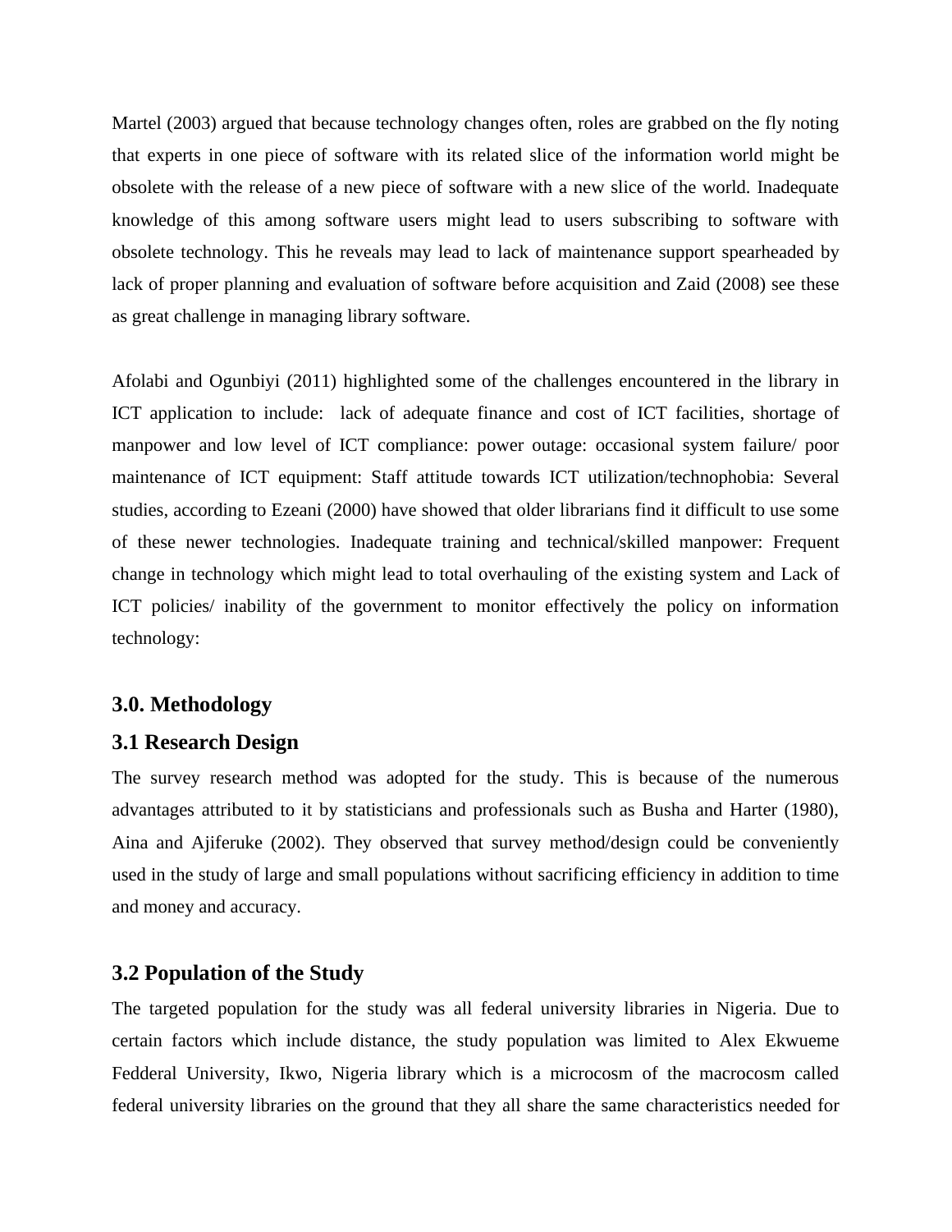Martel (2003) argued that because technology changes often, roles are grabbed on the fly noting that experts in one piece of software with its related slice of the information world might be obsolete with the release of a new piece of software with a new slice of the world. Inadequate knowledge of this among software users might lead to users subscribing to software with obsolete technology. This he reveals may lead to lack of maintenance support spearheaded by lack of proper planning and evaluation of software before acquisition and Zaid (2008) see these as great challenge in managing library software.

Afolabi and Ogunbiyi (2011) highlighted some of the challenges encountered in the library in ICT application to include:  lack of adequate finance and cost of ICT facilities, shortage of manpower and low level of ICT compliance: power outage: occasional system failure/ poor maintenance of ICT equipment: Staff attitude towards ICT utilization/technophobia: Several studies, according to Ezeani (2000) have showed that older librarians find it difficult to use some of these newer technologies. Inadequate training and technical/skilled manpower: Frequent change in technology which might lead to total overhauling of the existing system and Lack of ICT policies/ inability of the government to monitor effectively the policy on information technology:

## 3.0. Methodology

### 3.1 Research Design

The survey research method was adopted for the study. This is because of the numerous advantages attributed to it by statisticians and professionals such as Busha and Harter (1980), Aina and Ajiferuke (2002). They observed that survey method/design could be conveniently used in the study of large and small populations without sacrificing efficiency in addition to time and money and accuracy.

### 3.2 Population of the Study

The targeted population for the study was all federal university libraries in Nigeria. Due to certain factors which include distance, the study population was limited to Alex Ekwueme Fedderal University, Ikwo, Nigeria library which is a microcosm of the macrocosm called federal university libraries on the ground that they all share the same characteristics needed for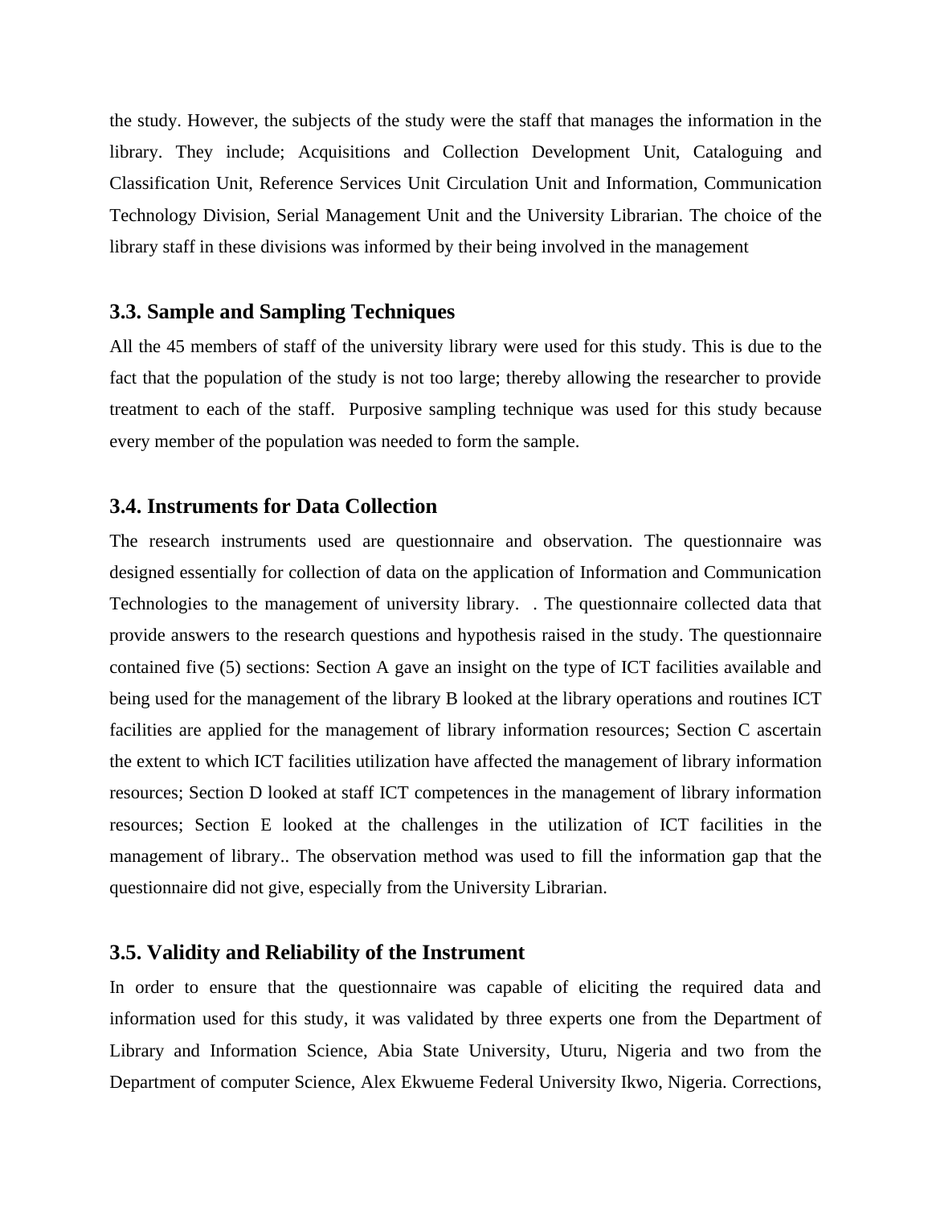the study. However, the subjects of the study were the staff that manages the information in the library. They include; Acquisitions and Collection Development Unit, Cataloguing and Classification Unit, Reference Services Unit Circulation Unit and Information, Communication Technology Division, Serial Management Unit and the University Librarian. The choice of the library staff in these divisions was informed by their being involved in the management

### 3.3. Sample and Sampling Techniques

All the 45 members of staff of the university library were used for this study. This is due to the fact that the population of the study is not too large; thereby allowing the researcher to provide treatment to each of the staff. Purposive sampling technique was used for this study because every member of the population was needed to form the sample.

### 3.4. Instruments for Data Collection

The research instruments used are questionnaire and observation. The questionnaire was designed essentially for collection of data on the application of Information and Communication Technologies to the management of university library. . The questionnaire collected data that provide answers to the research questions and hypothesis raised in the study. The questionnaire contained five (5) sections: Section A gave an insight on the type of ICT facilities available and being used for the management of the library B looked at the library operations and routines ICT facilities are applied for the management of library information resources; Section C ascertain the extent to which ICT facilities utilization have affected the management of library information resources; Section D looked at staff ICT competences in the management of library information resources; Section E looked at the challenges in the utilization of ICT facilities in the management of library.. The observation method was used to fill the information gap that the questionnaire did not give, especially from the University Librarian.

### 3.5. Validity and Reliability of the Instrument

In order to ensure that the questionnaire was capable of eliciting the required data and information used for this study, it was validated by three experts one from the Department of Library and Information Science, Abia State University, Uturu, Nigeria and two from the Department of computer Science, Alex Ekwueme Federal University Ikwo, Nigeria. Corrections,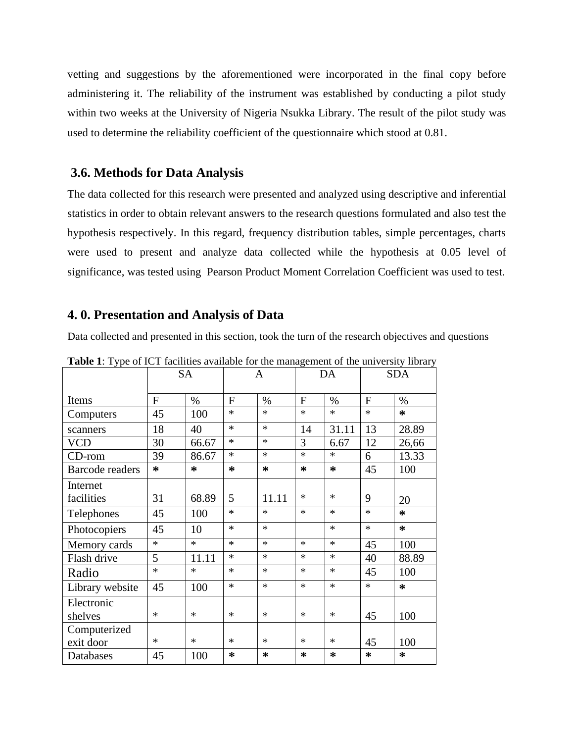vetting and suggestions by the aforementioned were incorporated in the final copy before administering it. The reliability of the instrument was established by conducting a pilot study within two weeks at the University of Nigeria Nsukka Library. The result of the pilot study was used to determine the reliability coefficient of the questionnaire which stood at 0.81.

### 3.6. Methods for Data Analysis

The data collected for this research were presented and analyzed using descriptive and inferential statistics in order to obtain relevant answers to the research questions formulated and also test the hypothesis respectively. In this regard, frequency distribution tables, simple percentages, charts were used to present and analyze data collected while the hypothesis at 0.05 level of significance, was tested using Pearson Product Moment Correlation Coefficient was used to test.

## 4. 0. Presentation and Analysis of Data

Data collected and presented in this section, took the turn of the research objectives and questions

**Table 1**: Type of ICT facilities available for the management of the university library

| | SA | | A | | DA | | SDA | |
|---|---|---|---|---|---|---|---|---|
| Items | F | % | F | % | F | % | F | % |
| Computers | 45 | 100 | * | * | * | * | * | * |
| scanners | 18 | 40 | * | * | 14 | 31.11 | 13 | 28.89 |
| VCD | 30 | 66.67 | * | * | 3 | 6.67 | 12 | 26,66 |
| CD-rom | 39 | 86.67 | * | * | * | * | 6 | 13.33 |
| Barcode readers | * | * | * | * | * | * | 45 | 100 |
| Internet facilities | 31 | 68.89 | 5 | 11.11 | * | * | 9 | 20 |
| Telephones | 45 | 100 | * | * | * | * | * | * |
| Photocopiers | 45 | 10 | * | * | | * | * | * |
| Memory cards | * | * | * | * | * | * | 45 | 100 |
| Flash drive | 5 | 11.11 | * | * | * | * | 40 | 88.89 |
| Radio | * | * | * | * | * | * | 45 | 100 |
| Library website | 45 | 100 | * | * | * | * | * | * |
| Electronic shelves | * | * | * | * | * | * | 45 | 100 |
| Computerized exit door | * | * | * | * | * | * | 45 | 100 |
| Databases | 45 | 100 | * | * | * | * | * | * |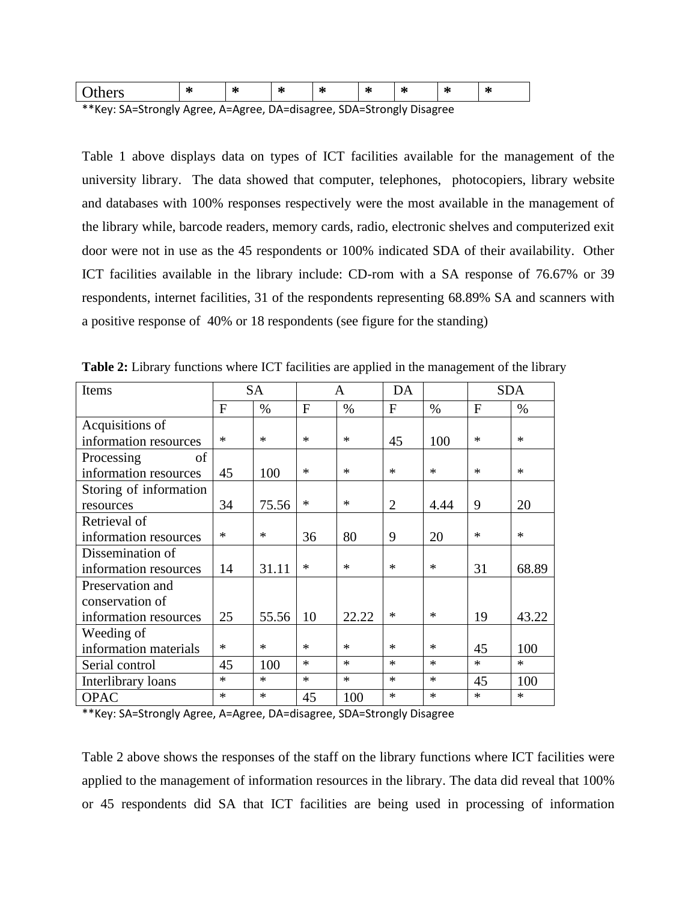| Others | * | * | * | * | * | * | * | * |
|---|---|---|---|---|---|---|---|---|

**Key: SA=Strongly Agree, A=Agree, DA=disagree, SDA=Strongly Disagree

Table 1 above displays data on types of ICT facilities available for the management of the university library. The data showed that computer, telephones, photocopiers, library website and databases with 100% responses respectively were the most available in the management of the library while, barcode readers, memory cards, radio, electronic shelves and computerized exit door were not in use as the 45 respondents or 100% indicated SDA of their availability. Other ICT facilities available in the library include: CD-rom with a SA response of 76.67% or 39 respondents, internet facilities, 31 of the respondents representing 68.89% SA and scanners with a positive response of 40% or 18 respondents (see figure for the standing)

**Table 2:** Library functions where ICT facilities are applied in the management of the library

| Items | SA | | A | | DA | | SDA | |
|---|---|---|---|---|---|---|---|---|
| | F | % | F | % | F | % | F | % |
| Acquisitions of information resources | * | * | * | * | 45 | 100 | * | * |
| Processing of information resources | 45 | 100 | * | * | * | * | * | * |
| Storing of information resources | 34 | 75.56 | * | * | 2 | 4.44 | 9 | 20 |
| Retrieval of information resources | * | * | 36 | 80 | 9 | 20 | * | * |
| Dissemination of information resources | 14 | 31.11 | * | * | * | * | 31 | 68.89 |
| Preservation and conservation of information resources | 25 | 55.56 | 10 | 22.22 | * | * | 19 | 43.22 |
| Weeding of information materials | * | * | * | * | * | * | 45 | 100 |
| Serial control | 45 | 100 | * | * | * | * | * | * |
| Interlibrary loans | * | * | * | * | * | * | 45 | 100 |
| OPAC | * | * | 45 | 100 | * | * | * | * |

**Key: SA=Strongly Agree, A=Agree, DA=disagree, SDA=Strongly Disagree

Table 2 above shows the responses of the staff on the library functions where ICT facilities were applied to the management of information resources in the library. The data did reveal that 100% or 45 respondents did SA that ICT facilities are being used in processing of information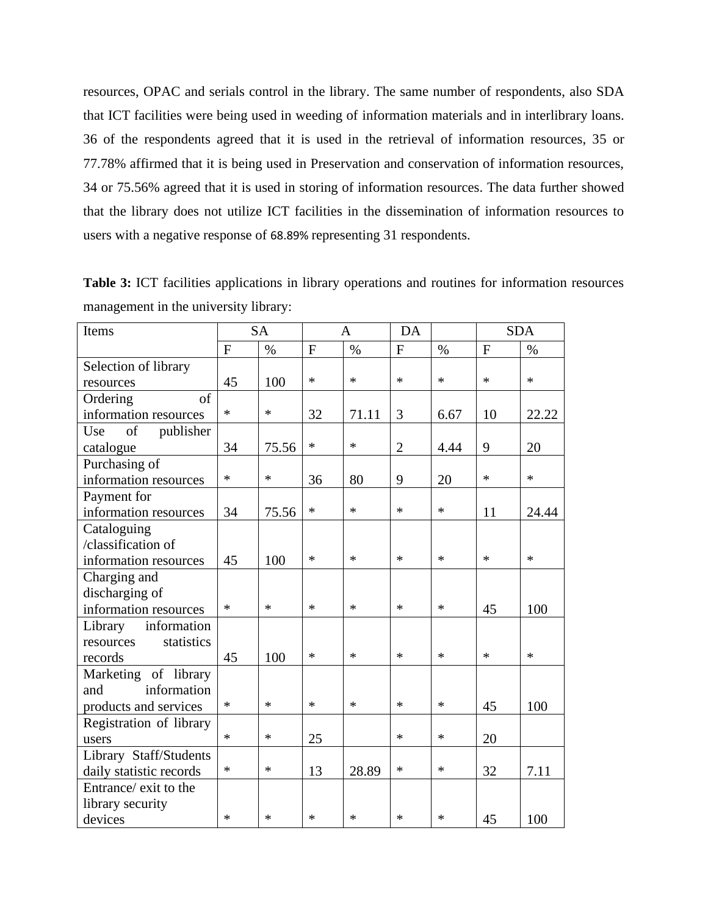resources, OPAC and serials control in the library. The same number of respondents, also SDA that ICT facilities were being used in weeding of information materials and in interlibrary loans. 36 of the respondents agreed that it is used in the retrieval of information resources, 35 or 77.78% affirmed that it is being used in Preservation and conservation of information resources, 34 or 75.56% agreed that it is used in storing of information resources. The data further showed that the library does not utilize ICT facilities in the dissemination of information resources to users with a negative response of 68.89% representing 31 respondents.

**Table 3:** ICT facilities applications in library operations and routines for information resources management in the university library:

| Items | SA | | A | | DA | | SDA | |
|---|---|---|---|---|---|---|---|---|
| | F | % | F | % | F | % | F | % |
| Selection of library resources | 45 | 100 | * | * | * | * | * | * |
| Ordering of information resources | * | * | 32 | 71.11 | 3 | 6.67 | 10 | 22.22 |
| Use of publisher catalogue | 34 | 75.56 | * | * | 2 | 4.44 | 9 | 20 |
| Purchasing of information resources | * | * | 36 | 80 | 9 | 20 | * | * |
| Payment for information resources | 34 | 75.56 | * | * | * | * | 11 | 24.44 |
| Cataloguing /classification of information resources | 45 | 100 | * | * | * | * | * | * |
| Charging and discharging of information resources | * | * | * | * | * | * | 45 | 100 |
| Library information resources statistics records | 45 | 100 | * | * | * | * | * | * |
| Marketing of library and information products and services | * | * | * | * | * | * | 45 | 100 |
| Registration of library users | * | * | 25 | | * | * | 20 | |
| Library Staff/Students daily statistic records | * | * | 13 | 28.89 | * | * | 32 | 7.11 |
| Entrance/ exit to the library security devices | * | * | * | * | * | * | 45 | 100 |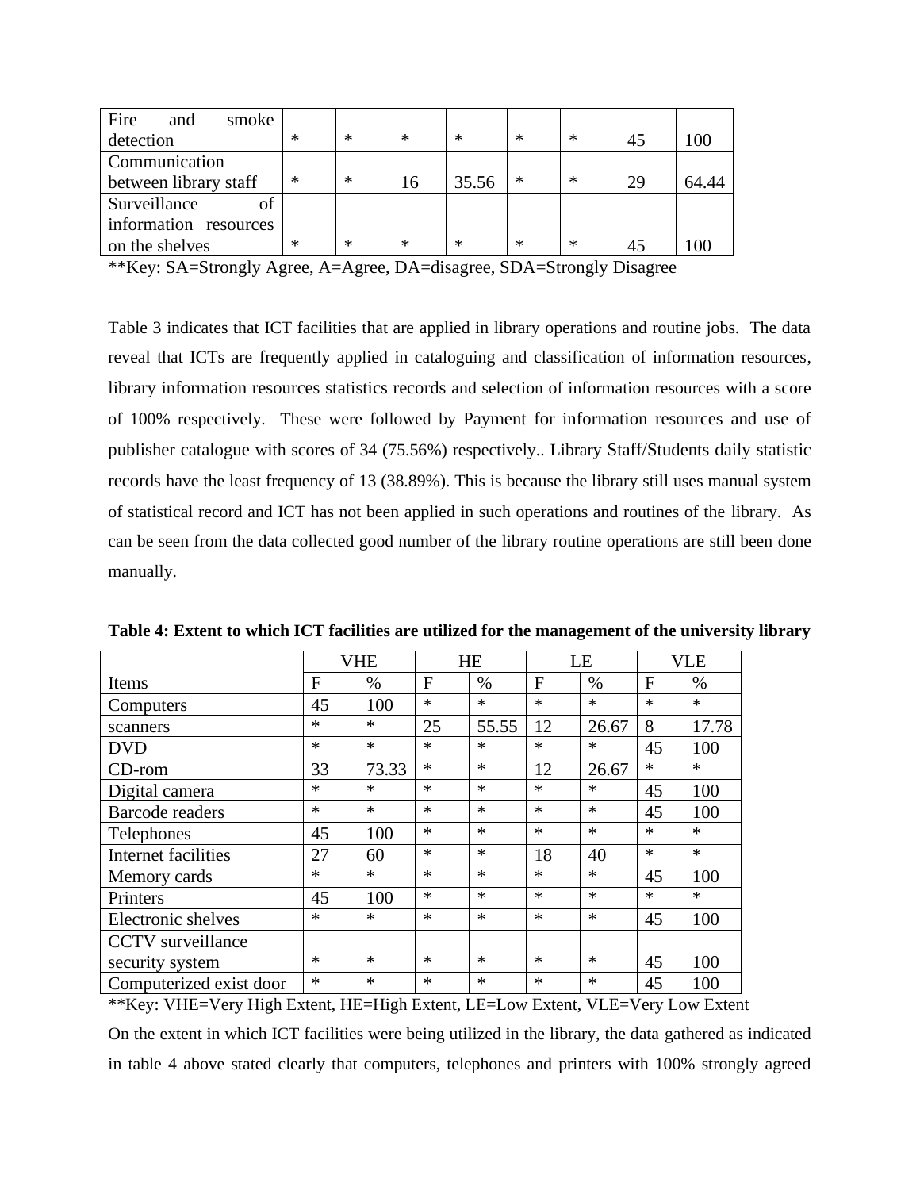| Fire and smoke detection | * | * | * | * | * | * | 45 | 100 |
|---|---|---|---|---|---|---|---|---|
| Communication between library staff | * | * | 16 | 35.56 | * | * | 29 | 64.44 |
| Surveillance of information resources on the shelves | * | * | * | * | * | * | 45 | 100 |

**Key: SA=Strongly Agree, A=Agree, DA=disagree, SDA=Strongly Disagree

Table 3 indicates that ICT facilities that are applied in library operations and routine jobs. The data reveal that ICTs are frequently applied in cataloguing and classification of information resources, library information resources statistics records and selection of information resources with a score of 100% respectively. These were followed by Payment for information resources and use of publisher catalogue with scores of 34 (75.56%) respectively.. Library Staff/Students daily statistic records have the least frequency of 13 (38.89%). This is because the library still uses manual system of statistical record and ICT has not been applied in such operations and routines of the library. As can be seen from the data collected good number of the library routine operations are still been done manually.

**Table 4: Extent to which ICT facilities are utilized for the management of the university library**

| | VHE | | HE | | LE | | VLE | |
|---|---|---|---|---|---|---|---|---|
| Items | F | % | F | % | F | % | F | % |
| Computers | 45 | 100 | * | * | * | * | * | * |
| scanners | * | * | 25 | 55.55 | 12 | 26.67 | 8 | 17.78 |
| DVD | * | * | * | * | * | * | 45 | 100 |
| CD-rom | 33 | 73.33 | * | * | 12 | 26.67 | * | * |
| Digital camera | * | * | * | * | * | * | 45 | 100 |
| Barcode readers | * | * | * | * | * | * | 45 | 100 |
| Telephones | 45 | 100 | * | * | * | * | * | * |
| Internet facilities | 27 | 60 | * | * | 18 | 40 | * | * |
| Memory cards | * | * | * | * | * | * | 45 | 100 |
| Printers | 45 | 100 | * | * | * | * | * | * |
| Electronic shelves | * | * | * | * | * | * | 45 | 100 |
| CCTV surveillance security system | * | * | * | * | * | * | 45 | 100 |
| Computerized exist door | * | * | * | * | * | * | 45 | 100 |

**Key: VHE=Very High Extent, HE=High Extent, LE=Low Extent, VLE=Very Low Extent

On the extent in which ICT facilities were being utilized in the library, the data gathered as indicated in table 4 above stated clearly that computers, telephones and printers with 100% strongly agreed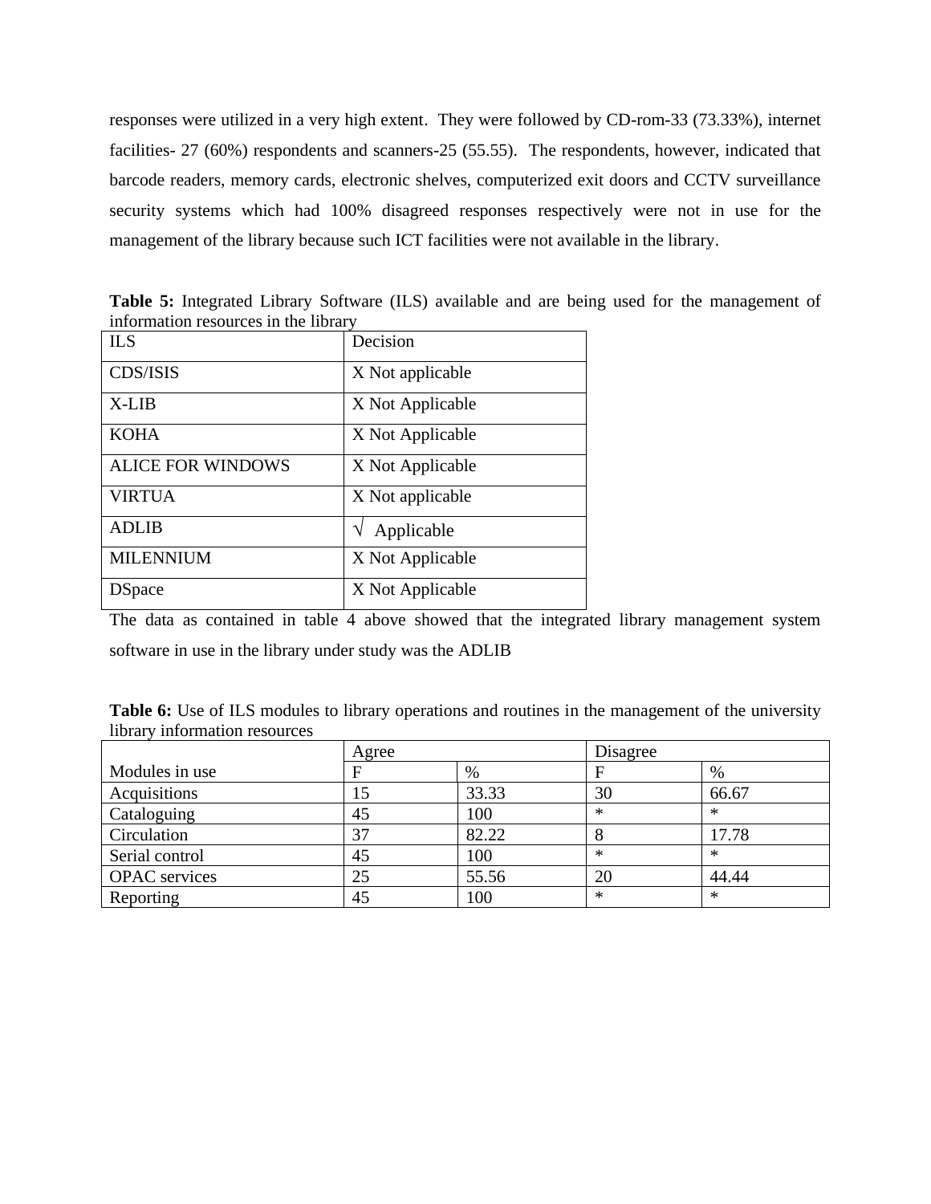responses were utilized in a very high extent. They were followed by CD-rom-33 (73.33%), internet facilities- 27 (60%) respondents and scanners-25 (55.55). The respondents, however, indicated that barcode readers, memory cards, electronic shelves, computerized exit doors and CCTV surveillance security systems which had 100% disagreed responses respectively were not in use for the management of the library because such ICT facilities were not available in the library.

**Table 5:** Integrated Library Software (ILS) available and are being used for the management of information resources in the library

| ILS | Decision |
|---|---|
| CDS/ISIS | X Not applicable |
| X-LIB | X Not Applicable |
| KOHA | X Not Applicable |
| ALICE FOR WINDOWS | X Not Applicable |
| VIRTUA | X Not applicable |
| ADLIB | √ Applicable |
| MILENNIUM | X Not Applicable |
| DSpace | X Not Applicable |

The data as contained in table 4 above showed that the integrated library management system software in use in the library under study was the ADLIB

**Table 6:** Use of ILS modules to library operations and routines in the management of the university library information resources

| Modules in use | Agree | | Disagree | |
|---|---|---|---|---|
| | F | % | F | % |
| Acquisitions | 15 | 33.33 | 30 | 66.67 |
| Cataloguing | 45 | 100 | * | * |
| Circulation | 37 | 82.22 | 8 | 17.78 |
| Serial control | 45 | 100 | * | * |
| OPAC services | 25 | 55.56 | 20 | 44.44 |
| Reporting | 45 | 100 | * | * |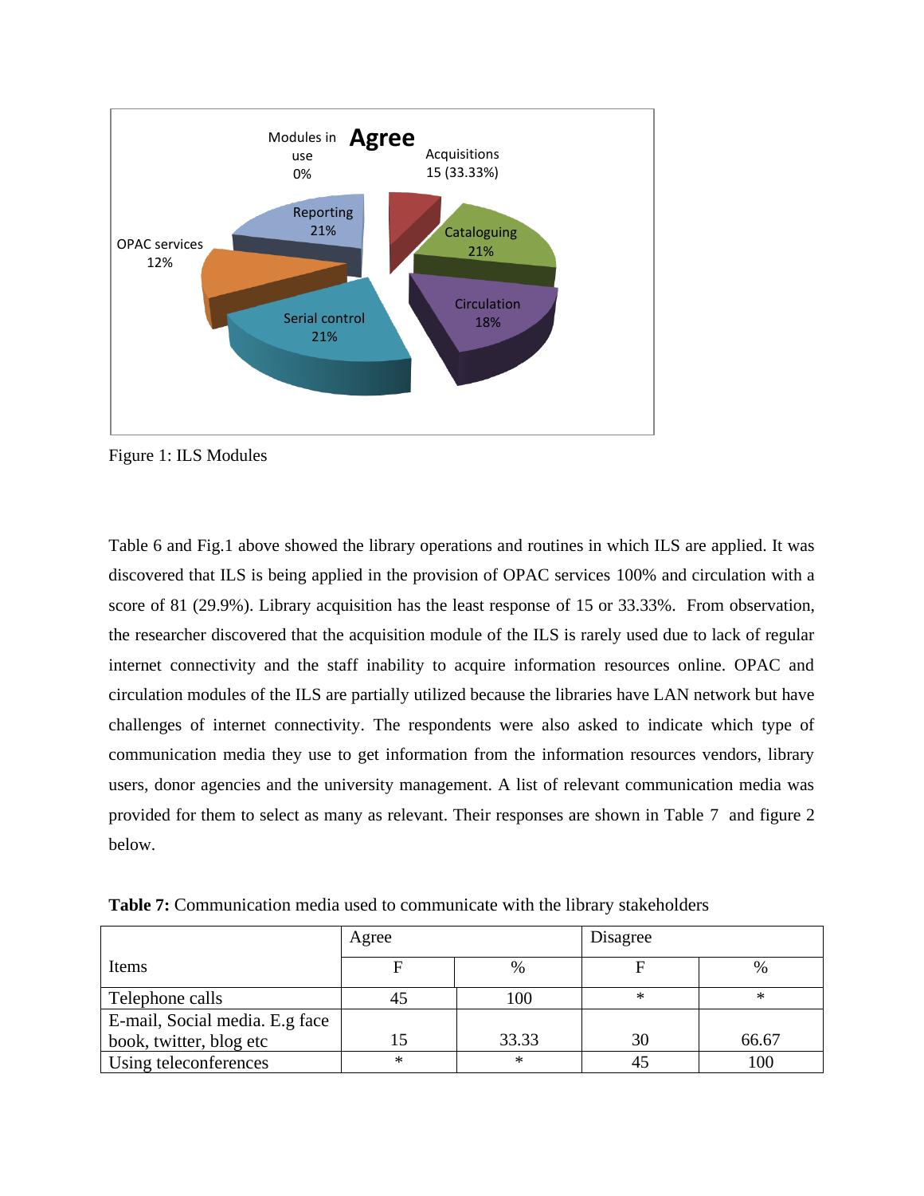Modules in use 0%

**Agree**

Acquisitions 15 (33.33%)

Reporting 21%

Cataloguing 21%

OPAC services 12%

Circulation 18%

Serial control 21%

Figure 1: ILS Modules

Table 6 and Fig.1 above showed the library operations and routines in which ILS are applied. It was discovered that ILS is being applied in the provision of OPAC services 100% and circulation with a score of 81 (29.9%). Library acquisition has the least response of 15 or 33.33%. From observation, the researcher discovered that the acquisition module of the ILS is rarely used due to lack of regular internet connectivity and the staff inability to acquire information resources online. OPAC and circulation modules of the ILS are partially utilized because the libraries have LAN network but have challenges of internet connectivity. The respondents were also asked to indicate which type of communication media they use to get information from the information resources vendors, library users, donor agencies and the university management. A list of relevant communication media was provided for them to select as many as relevant. Their responses are shown in Table 7 and figure 2 below.

**Table 7:** Communication media used to communicate with the library stakeholders

| Items | Agree | | Disagree | |
|---|---|---|---|---|
| | F | % | F | % |
| Telephone calls | 45 | 100 | * | * |
| E-mail, Social media. E.g face book, twitter, blog etc | 15 | 33.33 | 30 | 66.67 |
| Using teleconferences | * | * | 45 | 100 |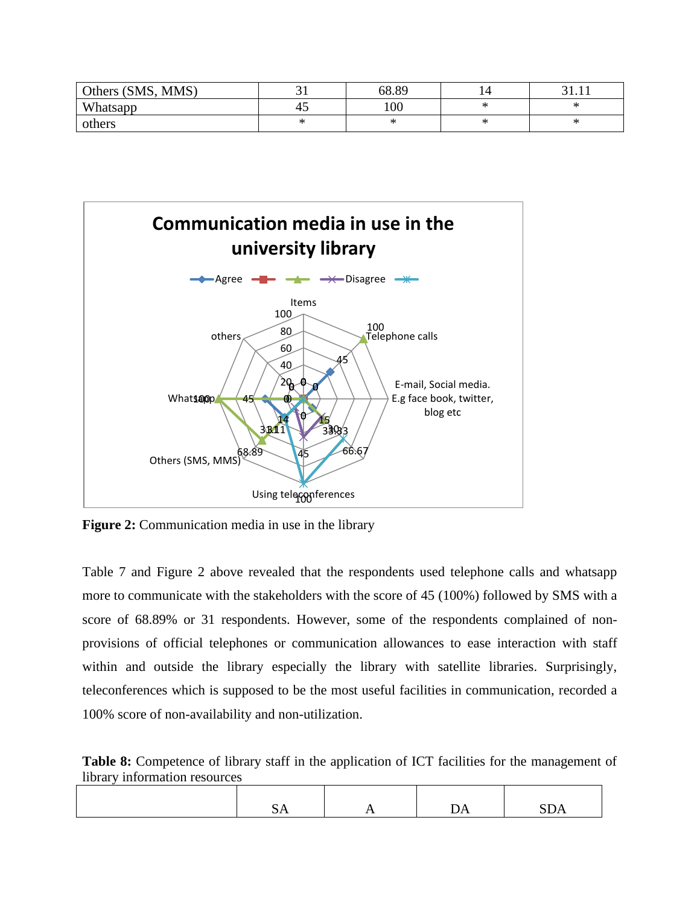| Others (SMS, MMS) | 31 | 68.89 | 14 | 31.11 |
|---|---|---|---|---|
| Whatsapp | 45 | 100 | * | * |
| others | * | * | * | * |

**Figure 2:** Communication media in use in the library

Table 7 and Figure 2 above revealed that the respondents used telephone calls and whatsapp more to communicate with the stakeholders with the score of 45 (100%) followed by SMS with a score of 68.89% or 31 respondents. However, some of the respondents complained of non-provisions of official telephones or communication allowances to ease interaction with staff within and outside the library especially the library with satellite libraries. Surprisingly, teleconferences which is supposed to be the most useful facilities in communication, recorded a 100% score of non-availability and non-utilization.

**Table 8:** Competence of library staff in the application of ICT facilities for the management of library information resources

|  | SA | A | DA | SDA |
|---|---|---|---|---|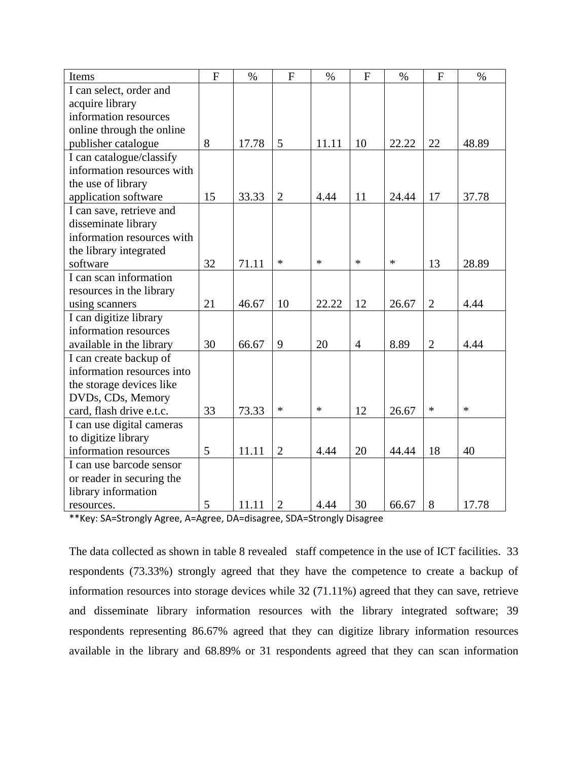| Items | F | % | F | % | F | % | F | % |
|---|---|---|---|---|---|---|---|---|
| I can select, order and acquire library information resources online through the online publisher catalogue | 8 | 17.78 | 5 | 11.11 | 10 | 22.22 | 22 | 48.89 |
| I can catalogue/classify information resources with the use of library application software | 15 | 33.33 | 2 | 4.44 | 11 | 24.44 | 17 | 37.78 |
| I can save, retrieve and disseminate library information resources with the library integrated software | 32 | 71.11 | * | * | * | * | 13 | 28.89 |
| I can scan information resources in the library using scanners | 21 | 46.67 | 10 | 22.22 | 12 | 26.67 | 2 | 4.44 |
| I can digitize library information resources available in the library | 30 | 66.67 | 9 | 20 | 4 | 8.89 | 2 | 4.44 |
| I can create backup of information resources into the storage devices like DVDs, CDs, Memory card, flash drive e.t.c. | 33 | 73.33 | * | * | 12 | 26.67 | * | * |
| I can use digital cameras to digitize library information resources | 5 | 11.11 | 2 | 4.44 | 20 | 44.44 | 18 | 40 |
| I can use barcode sensor or reader in securing the library information resources. | 5 | 11.11 | 2 | 4.44 | 30 | 66.67 | 8 | 17.78 |

**Key: SA=Strongly Agree, A=Agree, DA=disagree, SDA=Strongly Disagree

The data collected as shown in table 8 revealed staff competence in the use of ICT facilities. 33 respondents (73.33%) strongly agreed that they have the competence to create a backup of information resources into storage devices while 32 (71.11%) agreed that they can save, retrieve and disseminate library information resources with the library integrated software; 39 respondents representing 86.67% agreed that they can digitize library information resources available in the library and 68.89% or 31 respondents agreed that they can scan information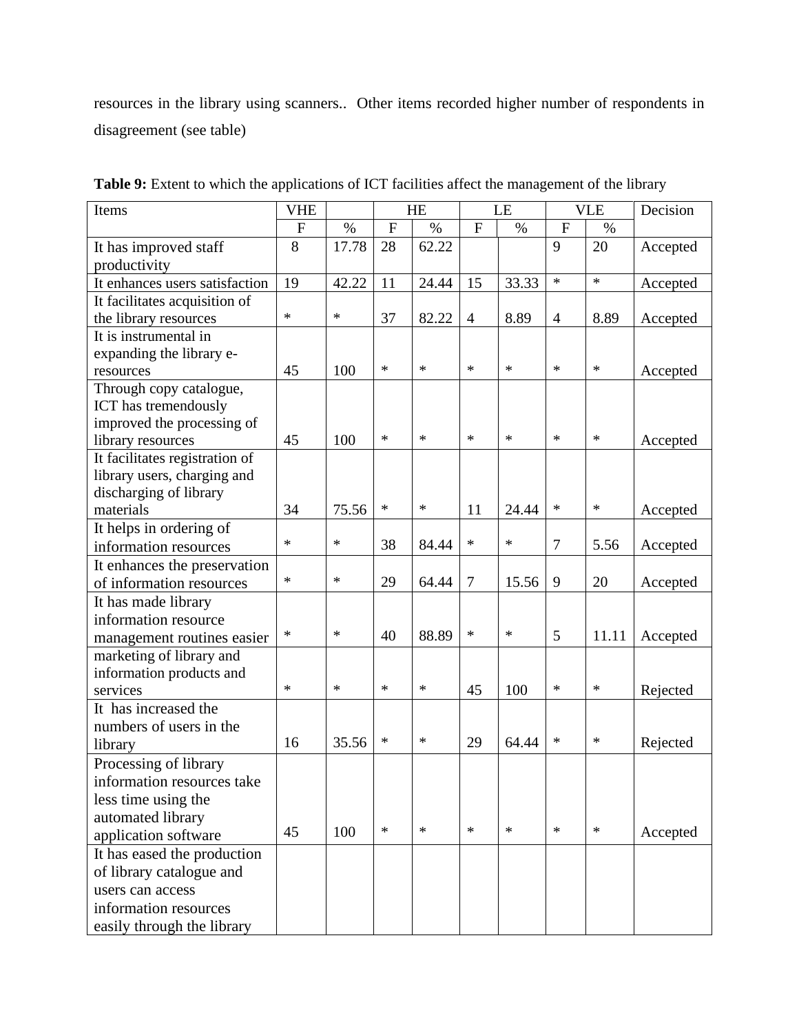resources in the library using scanners.. Other items recorded higher number of respondents in disagreement (see table)

**Table 9:** Extent to which the applications of ICT facilities affect the management of the library

| Items | VHE | | HE | | LE | | VLE | | Decision |
|---|---|---|---|---|---|---|---|---|---|
| | F | % | F | % | F | % | F | % | |
| It has improved staff productivity | 8 | 17.78 | 28 | 62.22 | | | 9 | 20 | Accepted |
| It enhances users satisfaction | 19 | 42.22 | 11 | 24.44 | 15 | 33.33 | * | * | Accepted |
| It facilitates acquisition of the library resources | * | * | 37 | 82.22 | 4 | 8.89 | 4 | 8.89 | Accepted |
| It is instrumental in expanding the library e-resources | 45 | 100 | * | * | * | * | * | * | Accepted |
| Through copy catalogue, ICT has tremendously improved the processing of library resources | 45 | 100 | * | * | * | * | * | * | Accepted |
| It facilitates registration of library users, charging and discharging of library materials | 34 | 75.56 | * | * | 11 | 24.44 | * | * | Accepted |
| It helps in ordering of information resources | * | * | 38 | 84.44 | * | * | 7 | 5.56 | Accepted |
| It enhances the preservation of information resources | * | * | 29 | 64.44 | 7 | 15.56 | 9 | 20 | Accepted |
| It has made library information resource management routines easier | * | * | 40 | 88.89 | * | * | 5 | 11.11 | Accepted |
| marketing of library and information products and services | * | * | * | * | 45 | 100 | * | * | Rejected |
| It has increased the numbers of users in the library | 16 | 35.56 | * | * | 29 | 64.44 | * | * | Rejected |
| Processing of library information resources take less time using the automated library application software | 45 | 100 | * | * | * | * | * | * | Accepted |
| It has eased the production of library catalogue and users can access information resources easily through the library | | | | | | | | | |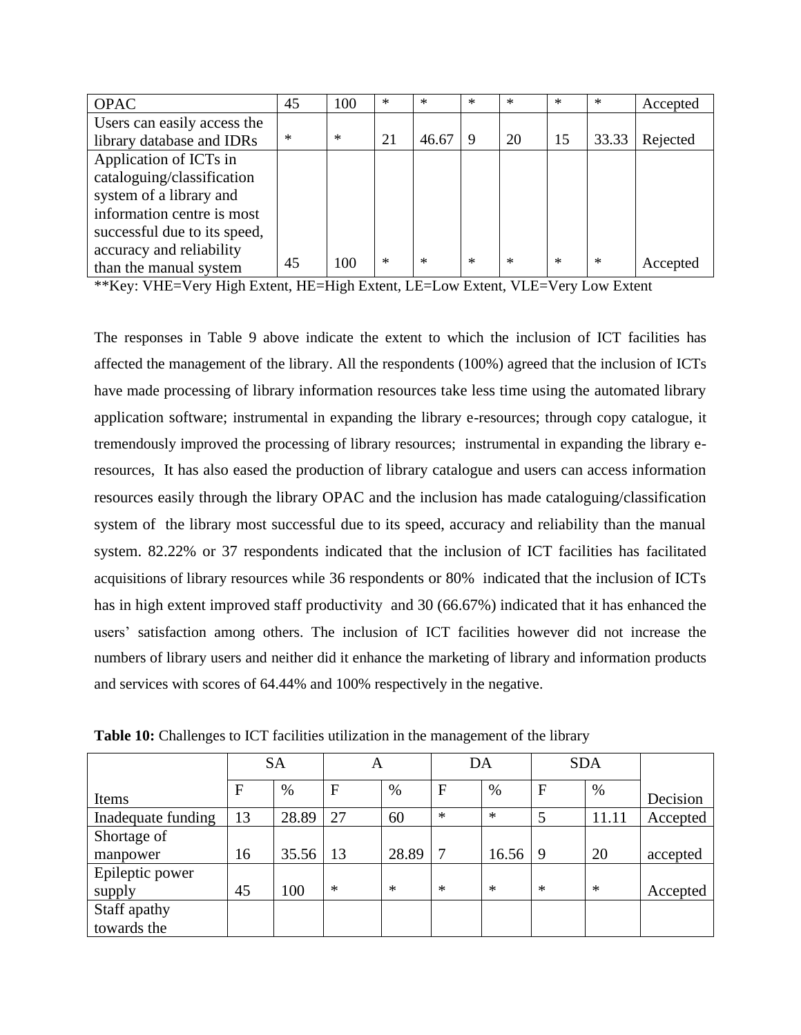| | | | | | | | | | |
|---|---|---|---|---|---|---|---|---|---|
| OPAC | 45 | 100 | * | * | * | * | * | * | Accepted |
| Users can easily access the library database and IDRs | * | * | 21 | 46.67 | 9 | 20 | 15 | 33.33 | Rejected |
| Application of ICTs in cataloguing/classification system of a library and information centre is most successful due to its speed, accuracy and reliability than the manual system | 45 | 100 | * | * | * | * | * | * | Accepted |

**Key: VHE=Very High Extent, HE=High Extent, LE=Low Extent, VLE=Very Low Extent

The responses in Table 9 above indicate the extent to which the inclusion of ICT facilities has affected the management of the library. All the respondents (100%) agreed that the inclusion of ICTs have made processing of library information resources take less time using the automated library application software; instrumental in expanding the library e-resources; through copy catalogue, it tremendously improved the processing of library resources; instrumental in expanding the library e-resources, It has also eased the production of library catalogue and users can access information resources easily through the library OPAC and the inclusion has made cataloguing/classification system of the library most successful due to its speed, accuracy and reliability than the manual system. 82.22% or 37 respondents indicated that the inclusion of ICT facilities has facilitated acquisitions of library resources while 36 respondents or 80% indicated that the inclusion of ICTs has in high extent improved staff productivity and 30 (66.67%) indicated that it has enhanced the users' satisfaction among others. The inclusion of ICT facilities however did not increase the numbers of library users and neither did it enhance the marketing of library and information products and services with scores of 64.44% and 100% respectively in the negative.

**Table 10:** Challenges to ICT facilities utilization in the management of the library

| | SA | | A | | DA | | SDA | | |
|---|---|---|---|---|---|---|---|---|---|
| Items | F | % | F | % | F | % | F | % | Decision |
| Inadequate funding | 13 | 28.89 | 27 | 60 | * | * | 5 | 11.11 | Accepted |
| Shortage of manpower | 16 | 35.56 | 13 | 28.89 | 7 | 16.56 | 9 | 20 | accepted |
| Epileptic power supply | 45 | 100 | * | * | * | * | * | * | Accepted |
| Staff apathy towards the | | | | | | | | | |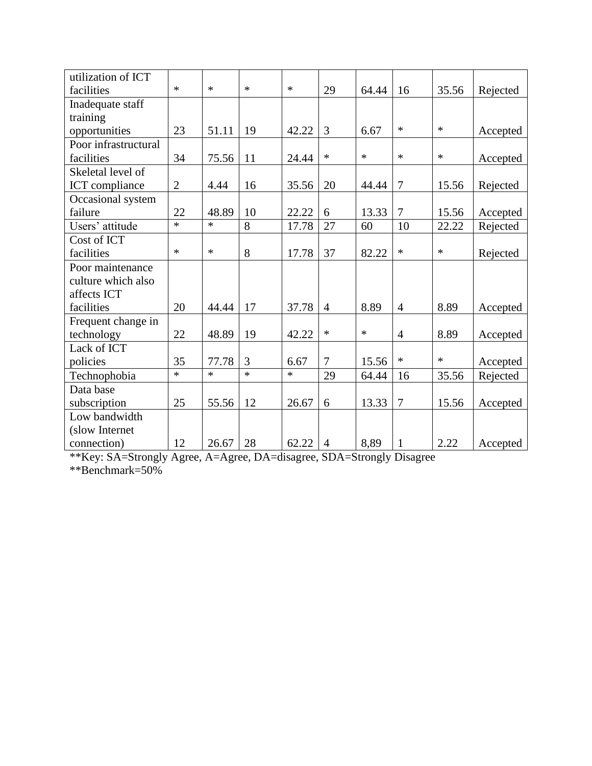| utilization of ICT facilities | * | * | * | * | 29 | 64.44 | 16 | 35.56 | Rejected |
|---|---|---|---|---|---|---|---|---|---|
| Inadequate staff training opportunities | 23 | 51.11 | 19 | 42.22 | 3 | 6.67 | * | * | Accepted |
| Poor infrastructural facilities | 34 | 75.56 | 11 | 24.44 | * | * | * | * | Accepted |
| Skeletal level of ICT compliance | 2 | 4.44 | 16 | 35.56 | 20 | 44.44 | 7 | 15.56 | Rejected |
| Occasional system failure | 22 | 48.89 | 10 | 22.22 | 6 | 13.33 | 7 | 15.56 | Accepted |
| Users' attitude | * | * | 8 | 17.78 | 27 | 60 | 10 | 22.22 | Rejected |
| Cost of ICT facilities | * | * | 8 | 17.78 | 37 | 82.22 | * | * | Rejected |
| Poor maintenance culture which also affects ICT facilities | 20 | 44.44 | 17 | 37.78 | 4 | 8.89 | 4 | 8.89 | Accepted |
| Frequent change in technology | 22 | 48.89 | 19 | 42.22 | * | * | 4 | 8.89 | Accepted |
| Lack of ICT policies | 35 | 77.78 | 3 | 6.67 | 7 | 15.56 | * | * | Accepted |
| Technophobia | * | * | * | * | 29 | 64.44 | 16 | 35.56 | Rejected |
| Data base subscription | 25 | 55.56 | 12 | 26.67 | 6 | 13.33 | 7 | 15.56 | Accepted |
| Low bandwidth (slow Internet connection) | 12 | 26.67 | 28 | 62.22 | 4 | 8,89 | 1 | 2.22 | Accepted |

**Key: SA=Strongly Agree, A=Agree, DA=disagree, SDA=Strongly Disagree

**Benchmark=50%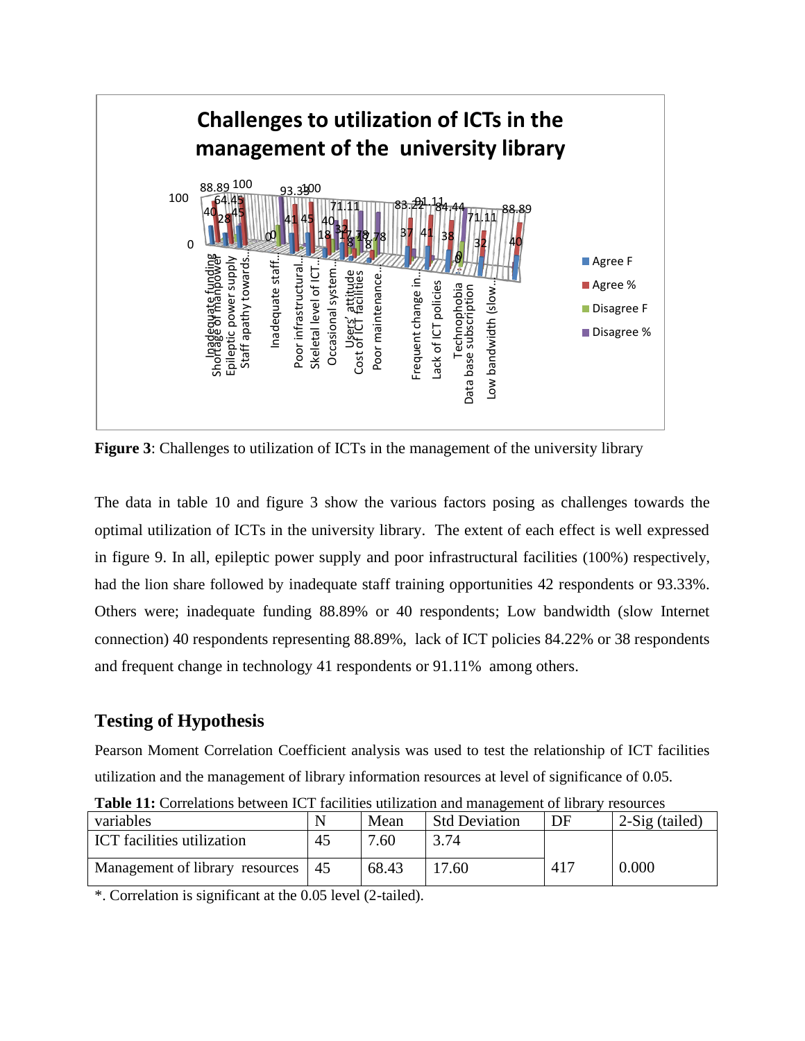**Figure 3**: Challenges to utilization of ICTs in the management of the university library

The data in table 10 and figure 3 show the various factors posing as challenges towards the optimal utilization of ICTs in the university library. The extent of each effect is well expressed in figure 9. In all, epileptic power supply and poor infrastructural facilities (100%) respectively, had the lion share followed by inadequate staff training opportunities 42 respondents or 93.33%. Others were; inadequate funding 88.89% or 40 respondents; Low bandwidth (slow Internet connection) 40 respondents representing 88.89%, lack of ICT policies 84.22% or 38 respondents and frequent change in technology 41 respondents or 91.11% among others.

## Testing of Hypothesis

Pearson Moment Correlation Coefficient analysis was used to test the relationship of ICT facilities utilization and the management of library information resources at level of significance of 0.05.

**Table 11:** Correlations between ICT facilities utilization and management of library resources

| variables | N | Mean | Std Deviation | DF | 2-Sig (tailed) |
|---|---|---|---|---|---|
| ICT facilities utilization | 45 | 7.60 | 3.74 | 417 | 0.000 |
| Management of library resources | 45 | 68.43 | 17.60 | | |

*. Correlation is significant at the 0.05 level (2-tailed).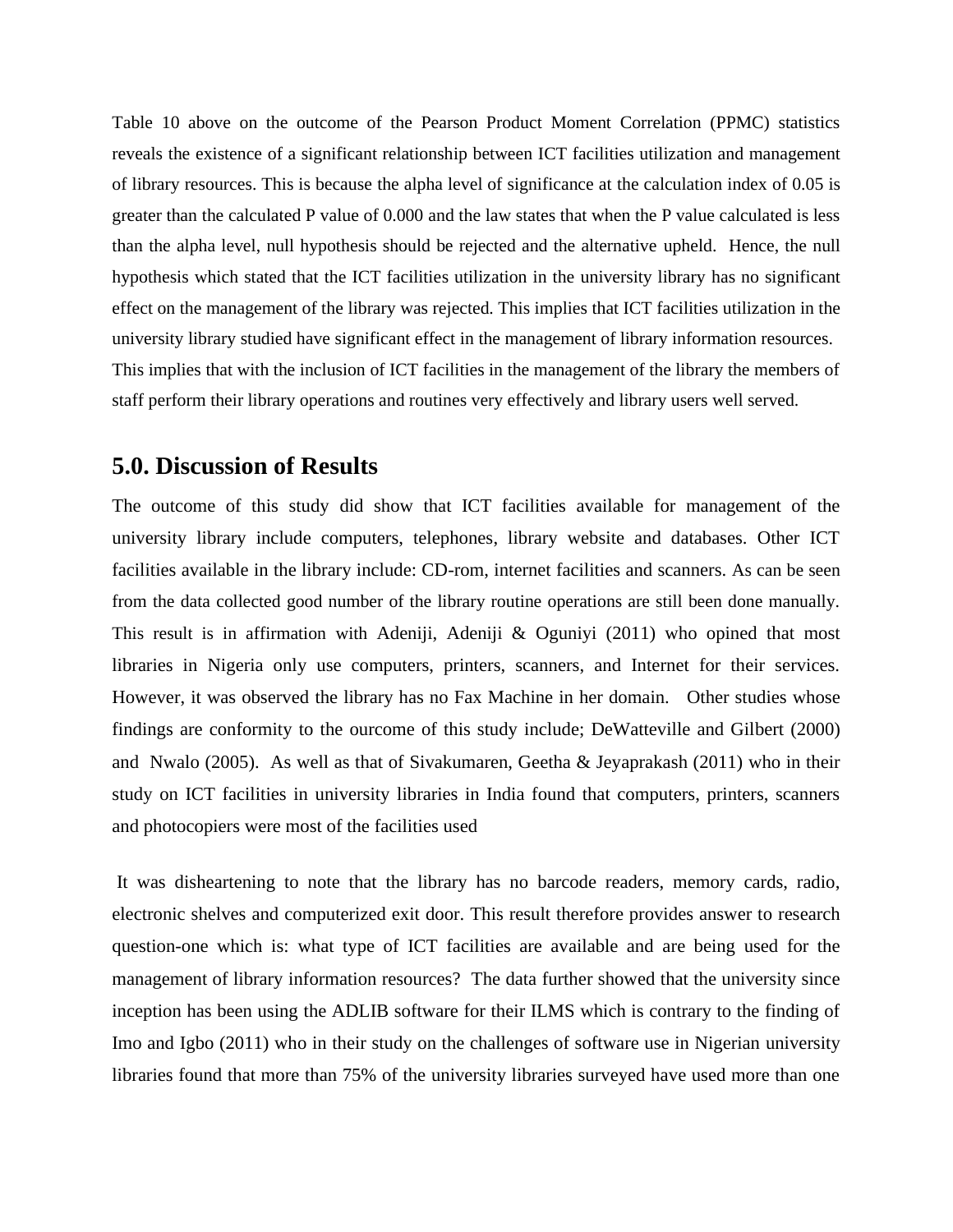Table 10 above on the outcome of the Pearson Product Moment Correlation (PPMC) statistics reveals the existence of a significant relationship between ICT facilities utilization and management of library resources. This is because the alpha level of significance at the calculation index of 0.05 is greater than the calculated P value of 0.000 and the law states that when the P value calculated is less than the alpha level, null hypothesis should be rejected and the alternative upheld. Hence, the null hypothesis which stated that the ICT facilities utilization in the university library has no significant effect on the management of the library was rejected. This implies that ICT facilities utilization in the university library studied have significant effect in the management of library information resources. This implies that with the inclusion of ICT facilities in the management of the library the members of staff perform their library operations and routines very effectively and library users well served.

## 5.0. Discussion of Results

The outcome of this study did show that ICT facilities available for management of the university library include computers, telephones, library website and databases. Other ICT facilities available in the library include: CD-rom, internet facilities and scanners. As can be seen from the data collected good number of the library routine operations are still been done manually. This result is in affirmation with Adeniji, Adeniji & Oguniyi (2011) who opined that most libraries in Nigeria only use computers, printers, scanners, and Internet for their services. However, it was observed the library has no Fax Machine in her domain. Other studies whose findings are conformity to the ourcome of this study include; DeWatteville and Gilbert (2000) and Nwalo (2005). As well as that of Sivakumaren, Geetha & Jeyaprakash (2011) who in their study on ICT facilities in university libraries in India found that computers, printers, scanners and photocopiers were most of the facilities used

It was disheartening to note that the library has no barcode readers, memory cards, radio, electronic shelves and computerized exit door. This result therefore provides answer to research question-one which is: what type of ICT facilities are available and are being used for the management of library information resources? The data further showed that the university since inception has been using the ADLIB software for their ILMS which is contrary to the finding of Imo and Igbo (2011) who in their study on the challenges of software use in Nigerian university libraries found that more than 75% of the university libraries surveyed have used more than one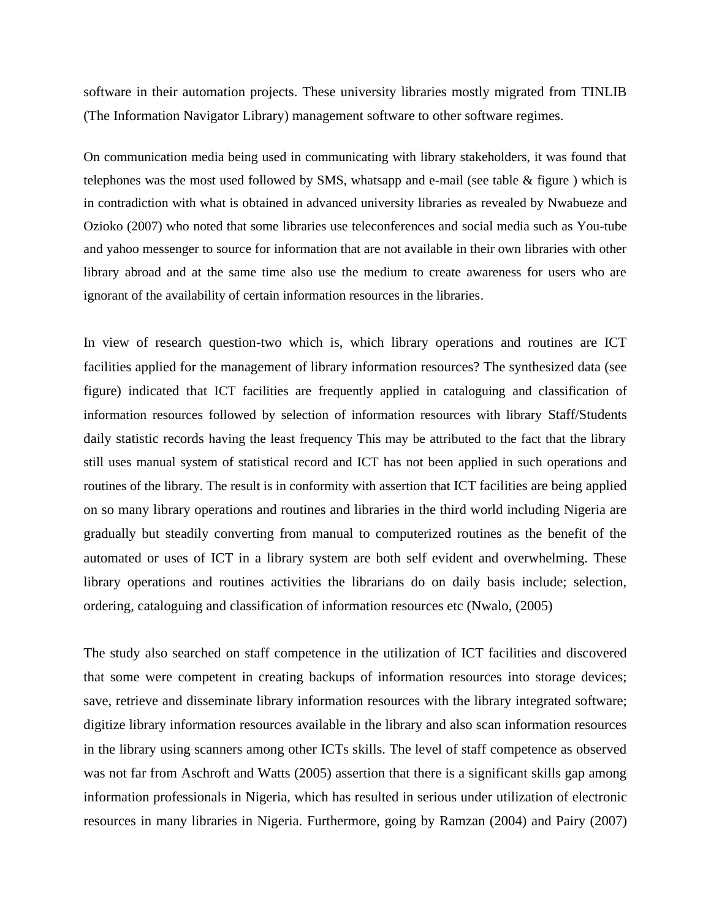software in their automation projects. These university libraries mostly migrated from TINLIB (The Information Navigator Library) management software to other software regimes.

On communication media being used in communicating with library stakeholders, it was found that telephones was the most used followed by SMS, whatsapp and e-mail (see table & figure ) which is in contradiction with what is obtained in advanced university libraries as revealed by Nwabueze and Ozioko (2007) who noted that some libraries use teleconferences and social media such as You-tube and yahoo messenger to source for information that are not available in their own libraries with other library abroad and at the same time also use the medium to create awareness for users who are ignorant of the availability of certain information resources in the libraries.

In view of research question-two which is, which library operations and routines are ICT facilities applied for the management of library information resources? The synthesized data (see figure) indicated that ICT facilities are frequently applied in cataloguing and classification of information resources followed by selection of information resources with library Staff/Students daily statistic records having the least frequency This may be attributed to the fact that the library still uses manual system of statistical record and ICT has not been applied in such operations and routines of the library. The result is in conformity with assertion that ICT facilities are being applied on so many library operations and routines and libraries in the third world including Nigeria are gradually but steadily converting from manual to computerized routines as the benefit of the automated or uses of ICT in a library system are both self evident and overwhelming. These library operations and routines activities the librarians do on daily basis include; selection, ordering, cataloguing and classification of information resources etc (Nwalo, (2005)

The study also searched on staff competence in the utilization of ICT facilities and discovered that some were competent in creating backups of information resources into storage devices; save, retrieve and disseminate library information resources with the library integrated software; digitize library information resources available in the library and also scan information resources in the library using scanners among other ICTs skills. The level of staff competence as observed was not far from Aschroft and Watts (2005) assertion that there is a significant skills gap among information professionals in Nigeria, which has resulted in serious under utilization of electronic resources in many libraries in Nigeria. Furthermore, going by Ramzan (2004) and Pairy (2007)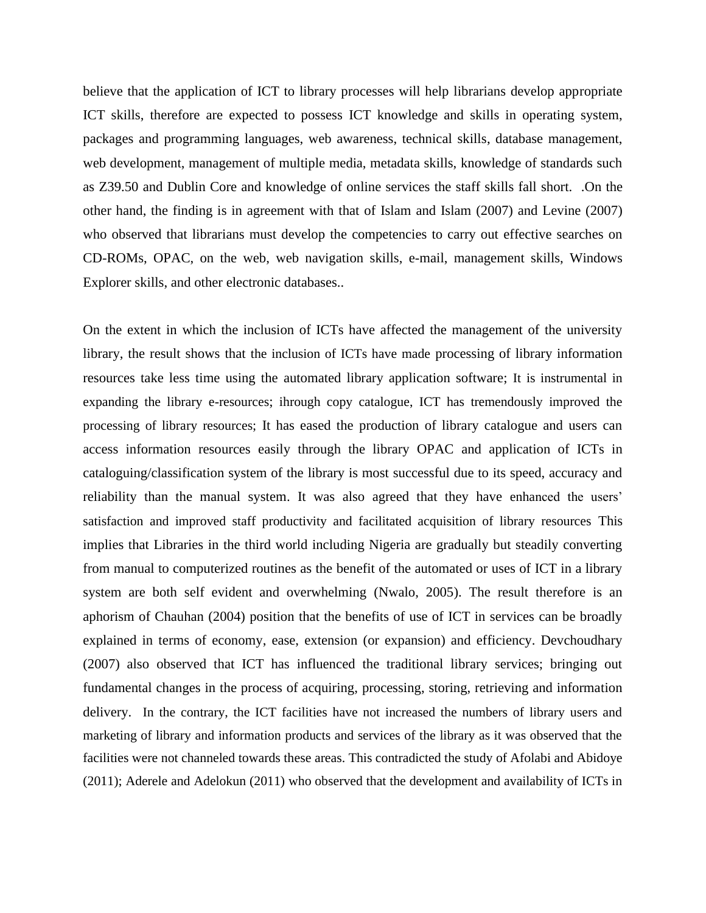believe that the application of ICT to library processes will help librarians develop appropriate ICT skills, therefore are expected to possess ICT knowledge and skills in operating system, packages and programming languages, web awareness, technical skills, database management, web development, management of multiple media, metadata skills, knowledge of standards such as Z39.50 and Dublin Core and knowledge of online services the staff skills fall short. .On the other hand, the finding is in agreement with that of Islam and Islam (2007) and Levine (2007) who observed that librarians must develop the competencies to carry out effective searches on CD-ROMs, OPAC, on the web, web navigation skills, e-mail, management skills, Windows Explorer skills, and other electronic databases..

On the extent in which the inclusion of ICTs have affected the management of the university library, the result shows that the inclusion of ICTs have made processing of library information resources take less time using the automated library application software; It is instrumental in expanding the library e-resources; ihrough copy catalogue, ICT has tremendously improved the processing of library resources; It has eased the production of library catalogue and users can access information resources easily through the library OPAC and application of ICTs in cataloguing/classification system of the library is most successful due to its speed, accuracy and reliability than the manual system. It was also agreed that they have enhanced the users' satisfaction and improved staff productivity and facilitated acquisition of library resources This implies that Libraries in the third world including Nigeria are gradually but steadily converting from manual to computerized routines as the benefit of the automated or uses of ICT in a library system are both self evident and overwhelming (Nwalo, 2005). The result therefore is an aphorism of Chauhan (2004) position that the benefits of use of ICT in services can be broadly explained in terms of economy, ease, extension (or expansion) and efficiency. Devchoudhary (2007) also observed that ICT has influenced the traditional library services; bringing out fundamental changes in the process of acquiring, processing, storing, retrieving and information delivery. In the contrary, the ICT facilities have not increased the numbers of library users and marketing of library and information products and services of the library as it was observed that the facilities were not channeled towards these areas. This contradicted the study of Afolabi and Abidoye (2011); Aderele and Adelokun (2011) who observed that the development and availability of ICTs in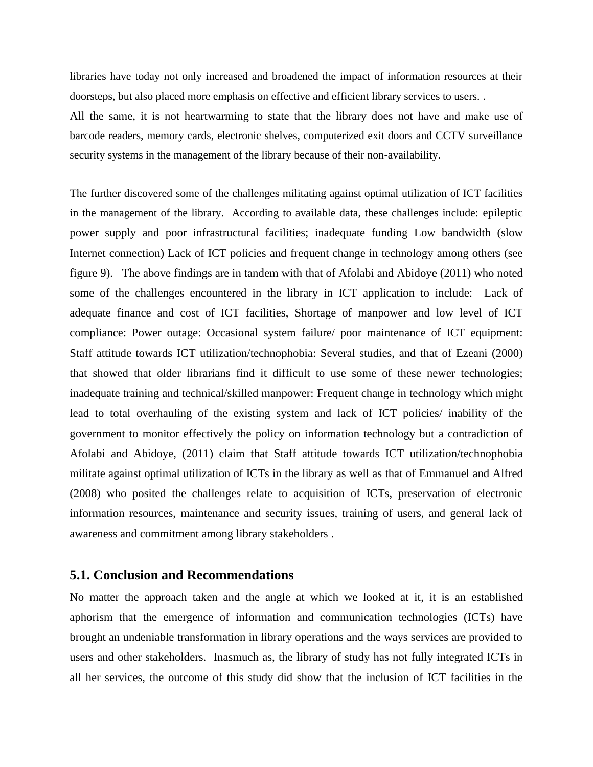libraries have today not only increased and broadened the impact of information resources at their doorsteps, but also placed more emphasis on effective and efficient library services to users. .

All the same, it is not heartwarming to state that the library does not have and make use of barcode readers, memory cards, electronic shelves, computerized exit doors and CCTV surveillance security systems in the management of the library because of their non-availability.

The further discovered some of the challenges militating against optimal utilization of ICT facilities in the management of the library. According to available data, these challenges include: epileptic power supply and poor infrastructural facilities; inadequate funding Low bandwidth (slow Internet connection) Lack of ICT policies and frequent change in technology among others (see figure 9). The above findings are in tandem with that of Afolabi and Abidoye (2011) who noted some of the challenges encountered in the library in ICT application to include: Lack of adequate finance and cost of ICT facilities, Shortage of manpower and low level of ICT compliance: Power outage: Occasional system failure/ poor maintenance of ICT equipment: Staff attitude towards ICT utilization/technophobia: Several studies, and that of Ezeani (2000) that showed that older librarians find it difficult to use some of these newer technologies; inadequate training and technical/skilled manpower: Frequent change in technology which might lead to total overhauling of the existing system and lack of ICT policies/ inability of the government to monitor effectively the policy on information technology but a contradiction of Afolabi and Abidoye, (2011) claim that Staff attitude towards ICT utilization/technophobia militate against optimal utilization of ICTs in the library as well as that of Emmanuel and Alfred (2008) who posited the challenges relate to acquisition of ICTs, preservation of electronic information resources, maintenance and security issues, training of users, and general lack of awareness and commitment among library stakeholders .

## 5.1. Conclusion and Recommendations

No matter the approach taken and the angle at which we looked at it, it is an established aphorism that the emergence of information and communication technologies (ICTs) have brought an undeniable transformation in library operations and the ways services are provided to users and other stakeholders. Inasmuch as, the library of study has not fully integrated ICTs in all her services, the outcome of this study did show that the inclusion of ICT facilities in the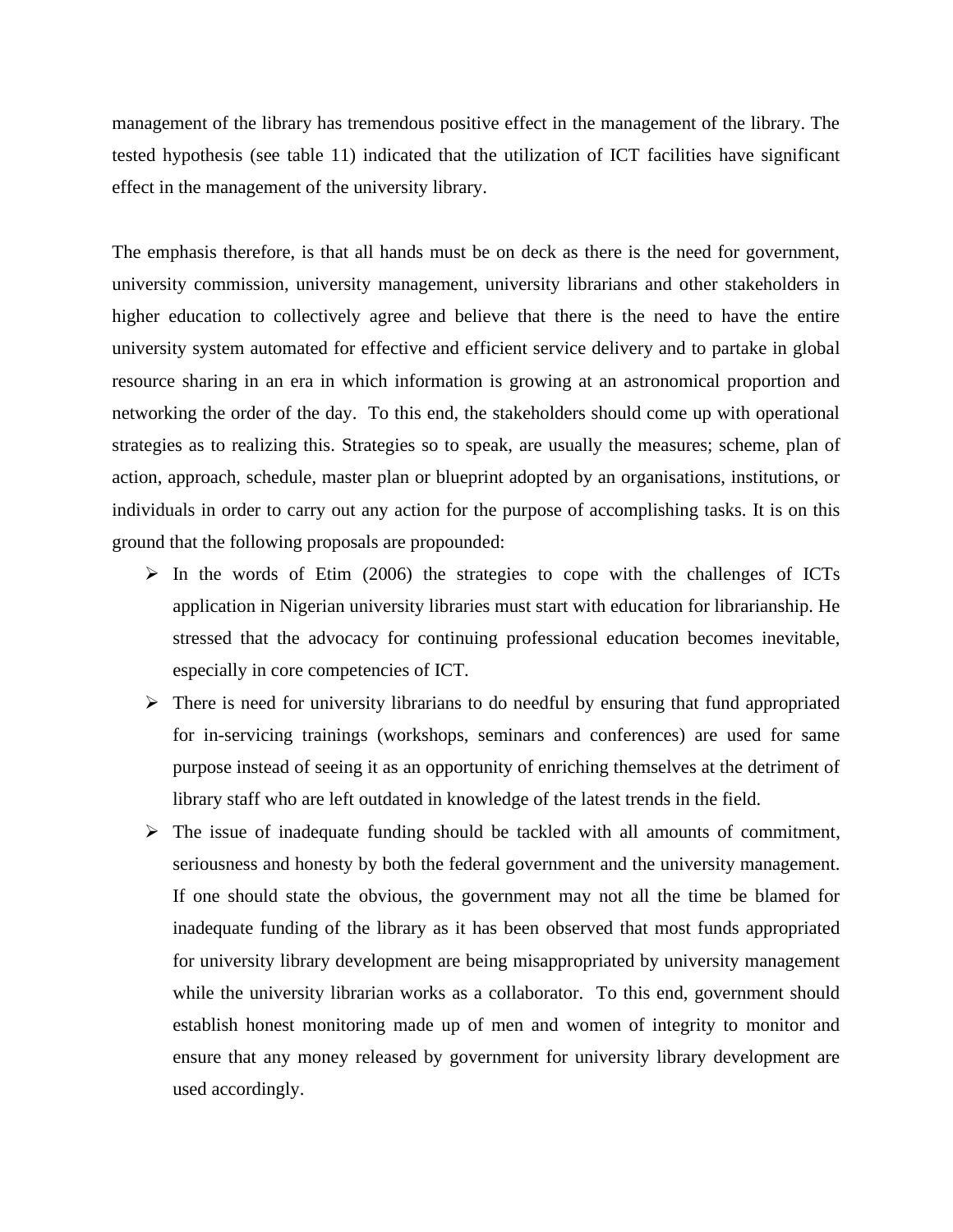management of the library has tremendous positive effect in the management of the library. The tested hypothesis (see table 11) indicated that the utilization of ICT facilities have significant effect in the management of the university library.

The emphasis therefore, is that all hands must be on deck as there is the need for government, university commission, university management, university librarians and other stakeholders in higher education to collectively agree and believe that there is the need to have the entire university system automated for effective and efficient service delivery and to partake in global resource sharing in an era in which information is growing at an astronomical proportion and networking the order of the day. To this end, the stakeholders should come up with operational strategies as to realizing this. Strategies so to speak, are usually the measures; scheme, plan of action, approach, schedule, master plan or blueprint adopted by an organisations, institutions, or individuals in order to carry out any action for the purpose of accomplishing tasks. It is on this ground that the following proposals are propounded:

- In the words of Etim (2006) the strategies to cope with the challenges of ICTs application in Nigerian university libraries must start with education for librarianship. He stressed that the advocacy for continuing professional education becomes inevitable, especially in core competencies of ICT.
- There is need for university librarians to do needful by ensuring that fund appropriated for in-servicing trainings (workshops, seminars and conferences) are used for same purpose instead of seeing it as an opportunity of enriching themselves at the detriment of library staff who are left outdated in knowledge of the latest trends in the field.
- The issue of inadequate funding should be tackled with all amounts of commitment, seriousness and honesty by both the federal government and the university management. If one should state the obvious, the government may not all the time be blamed for inadequate funding of the library as it has been observed that most funds appropriated for university library development are being misappropriated by university management while the university librarian works as a collaborator. To this end, government should establish honest monitoring made up of men and women of integrity to monitor and ensure that any money released by government for university library development are used accordingly.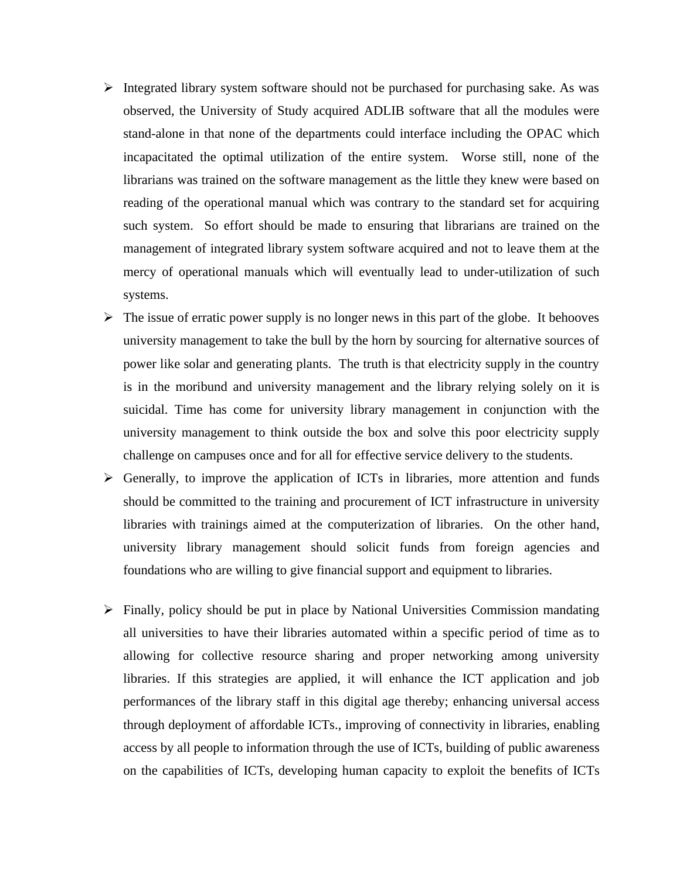- Integrated library system software should not be purchased for purchasing sake. As was observed, the University of Study acquired ADLIB software that all the modules were stand-alone in that none of the departments could interface including the OPAC which incapacitated the optimal utilization of the entire system. Worse still, none of the librarians was trained on the software management as the little they knew were based on reading of the operational manual which was contrary to the standard set for acquiring such system. So effort should be made to ensuring that librarians are trained on the management of integrated library system software acquired and not to leave them at the mercy of operational manuals which will eventually lead to under-utilization of such systems.
- The issue of erratic power supply is no longer news in this part of the globe. It behooves university management to take the bull by the horn by sourcing for alternative sources of power like solar and generating plants. The truth is that electricity supply in the country is in the moribund and university management and the library relying solely on it is suicidal. Time has come for university library management in conjunction with the university management to think outside the box and solve this poor electricity supply challenge on campuses once and for all for effective service delivery to the students.
- Generally, to improve the application of ICTs in libraries, more attention and funds should be committed to the training and procurement of ICT infrastructure in university libraries with trainings aimed at the computerization of libraries. On the other hand, university library management should solicit funds from foreign agencies and foundations who are willing to give financial support and equipment to libraries.

- Finally, policy should be put in place by National Universities Commission mandating all universities to have their libraries automated within a specific period of time as to allowing for collective resource sharing and proper networking among university libraries. If this strategies are applied, it will enhance the ICT application and job performances of the library staff in this digital age thereby; enhancing universal access through deployment of affordable ICTs., improving of connectivity in libraries, enabling access by all people to information through the use of ICTs, building of public awareness on the capabilities of ICTs, developing human capacity to exploit the benefits of ICTs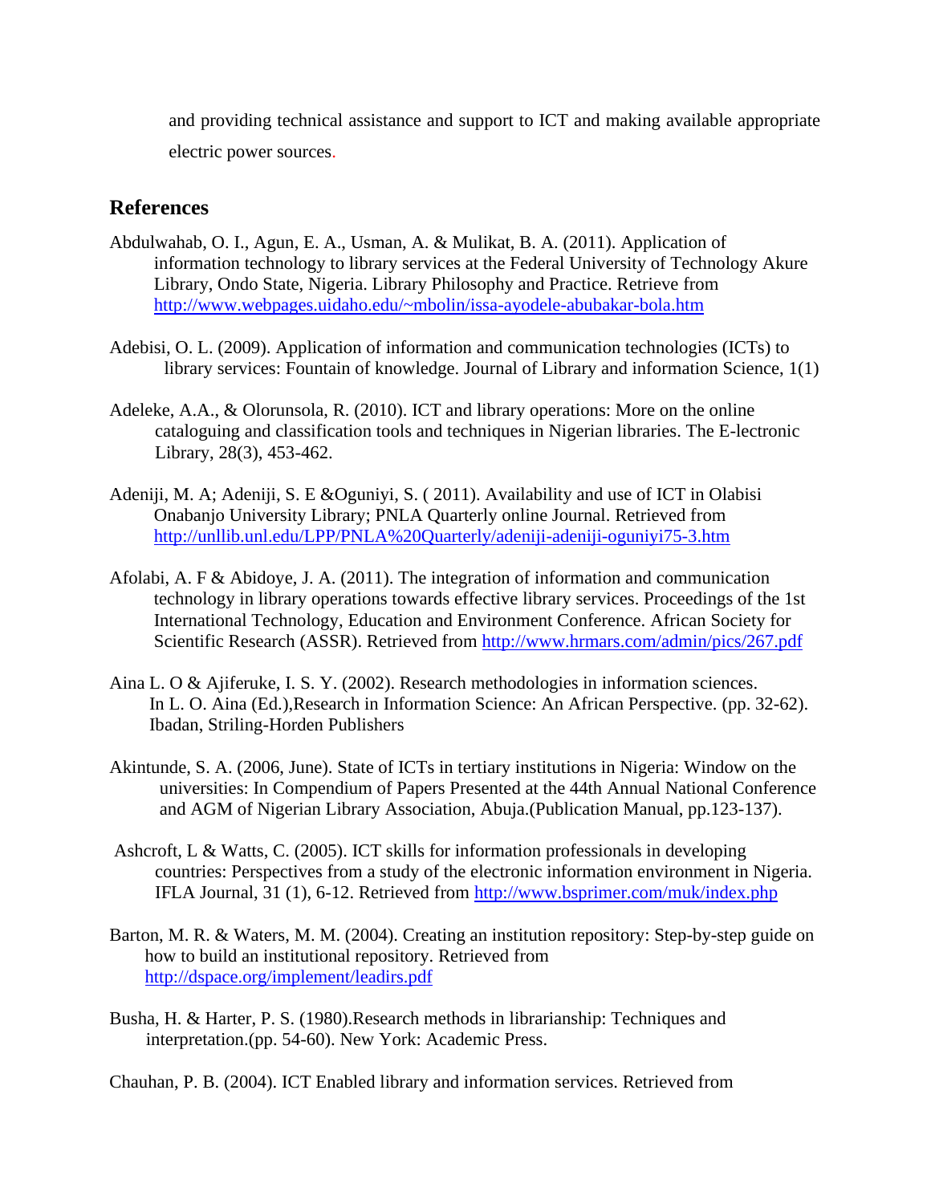and providing technical assistance and support to ICT and making available appropriate electric power sources.

## References

Abdulwahab, O. I., Agun, E. A., Usman, A. & Mulikat, B. A. (2011). Application of information technology to library services at the Federal University of Technology Akure Library, Ondo State, Nigeria. Library Philosophy and Practice. Retrieve from http://www.webpages.uidaho.edu/~mbolin/issa-ayodele-abubakar-bola.htm

Adebisi, O. L. (2009). Application of information and communication technologies (ICTs) to library services: Fountain of knowledge. Journal of Library and information Science, 1(1)

Adeleke, A.A., & Olorunsola, R. (2010). ICT and library operations: More on the online cataloguing and classification tools and techniques in Nigerian libraries. The E-lectronic Library, 28(3), 453-462.

Adeniji, M. A; Adeniji, S. E &Oguniyi, S. ( 2011). Availability and use of ICT in Olabisi Onabanjo University Library; PNLA Quarterly online Journal. Retrieved from http://unllib.unl.edu/LPP/PNLA%20Quarterly/adeniji-adeniji-oguniyi75-3.htm

Afolabi, A. F & Abidoye, J. A. (2011). The integration of information and communication technology in library operations towards effective library services. Proceedings of the 1st International Technology, Education and Environment Conference. African Society for Scientific Research (ASSR). Retrieved from http://www.hrmars.com/admin/pics/267.pdf

Aina L. O & Ajiferuke, I. S. Y. (2002). Research methodologies in information sciences. In L. O. Aina (Ed.),Research in Information Science: An African Perspective. (pp. 32-62). Ibadan, Striling-Horden Publishers

Akintunde, S. A. (2006, June). State of ICTs in tertiary institutions in Nigeria: Window on the universities: In Compendium of Papers Presented at the 44th Annual National Conference and AGM of Nigerian Library Association, Abuja.(Publication Manual, pp.123-137).

Ashcroft, L & Watts, C. (2005). ICT skills for information professionals in developing countries: Perspectives from a study of the electronic information environment in Nigeria. IFLA Journal, 31 (1), 6-12. Retrieved from http://www.bsprimer.com/muk/index.php

Barton, M. R. & Waters, M. M. (2004). Creating an institution repository: Step-by-step guide on how to build an institutional repository. Retrieved from http://dspace.org/implement/leadirs.pdf

Busha, H. & Harter, P. S. (1980).Research methods in librarianship: Techniques and interpretation.(pp. 54-60). New York: Academic Press.

Chauhan, P. B. (2004). ICT Enabled library and information services. Retrieved from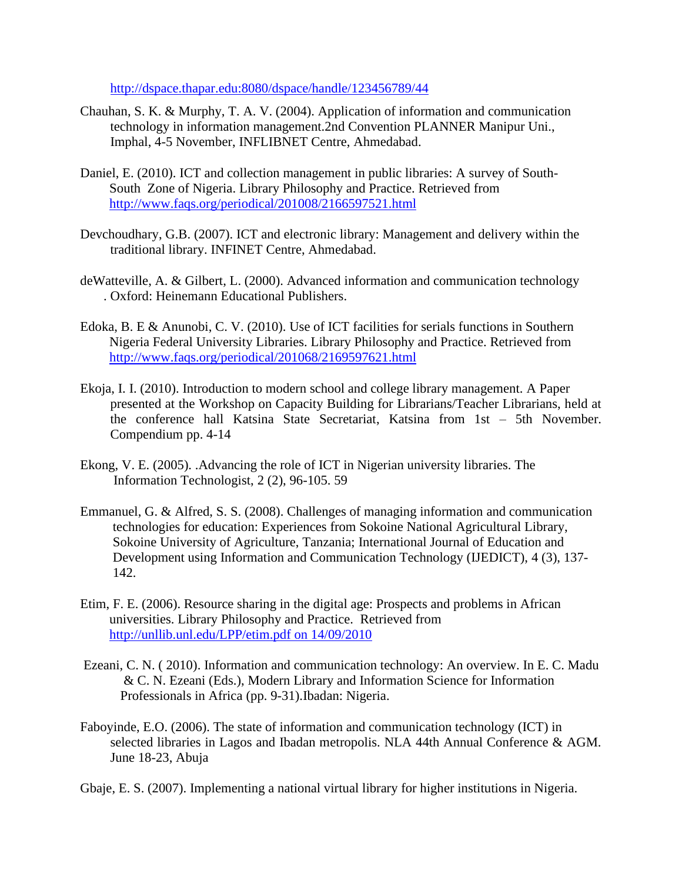http://dspace.thapar.edu:8080/dspace/handle/123456789/44

Chauhan, S. K. & Murphy, T. A. V. (2004). Application of information and communication technology in information management.2nd Convention PLANNER Manipur Uni., Imphal, 4-5 November, INFLIBNET Centre, Ahmedabad.

Daniel, E. (2010). ICT and collection management in public libraries: A survey of South-South Zone of Nigeria. Library Philosophy and Practice. Retrieved from http://www.faqs.org/periodical/201008/2166597521.html

Devchoudhary, G.B. (2007). ICT and electronic library: Management and delivery within the traditional library. INFINET Centre, Ahmedabad.

deWatteville, A. & Gilbert, L. (2000). Advanced information and communication technology . Oxford: Heinemann Educational Publishers.

Edoka, B. E & Anunobi, C. V. (2010). Use of ICT facilities for serials functions in Southern Nigeria Federal University Libraries. Library Philosophy and Practice. Retrieved from http://www.faqs.org/periodical/201068/2169597621.html

Ekoja, I. I. (2010). Introduction to modern school and college library management. A Paper presented at the Workshop on Capacity Building for Librarians/Teacher Librarians, held at the conference hall Katsina State Secretariat, Katsina from 1st – 5th November. Compendium pp. 4-14

Ekong, V. E. (2005). .Advancing the role of ICT in Nigerian university libraries. The Information Technologist, 2 (2), 96-105. 59

Emmanuel, G. & Alfred, S. S. (2008). Challenges of managing information and communication technologies for education: Experiences from Sokoine National Agricultural Library, Sokoine University of Agriculture, Tanzania; International Journal of Education and Development using Information and Communication Technology (IJEDICT), 4 (3), 137-142.

Etim, F. E. (2006). Resource sharing in the digital age: Prospects and problems in African universities. Library Philosophy and Practice. Retrieved from http://unllib.unl.edu/LPP/etim.pdf on 14/09/2010

Ezeani, C. N. ( 2010). Information and communication technology: An overview. In E. C. Madu & C. N. Ezeani (Eds.), Modern Library and Information Science for Information Professionals in Africa (pp. 9-31).Ibadan: Nigeria.

Faboyinde, E.O. (2006). The state of information and communication technology (ICT) in selected libraries in Lagos and Ibadan metropolis. NLA 44th Annual Conference & AGM. June 18-23, Abuja

Gbaje, E. S. (2007). Implementing a national virtual library for higher institutions in Nigeria.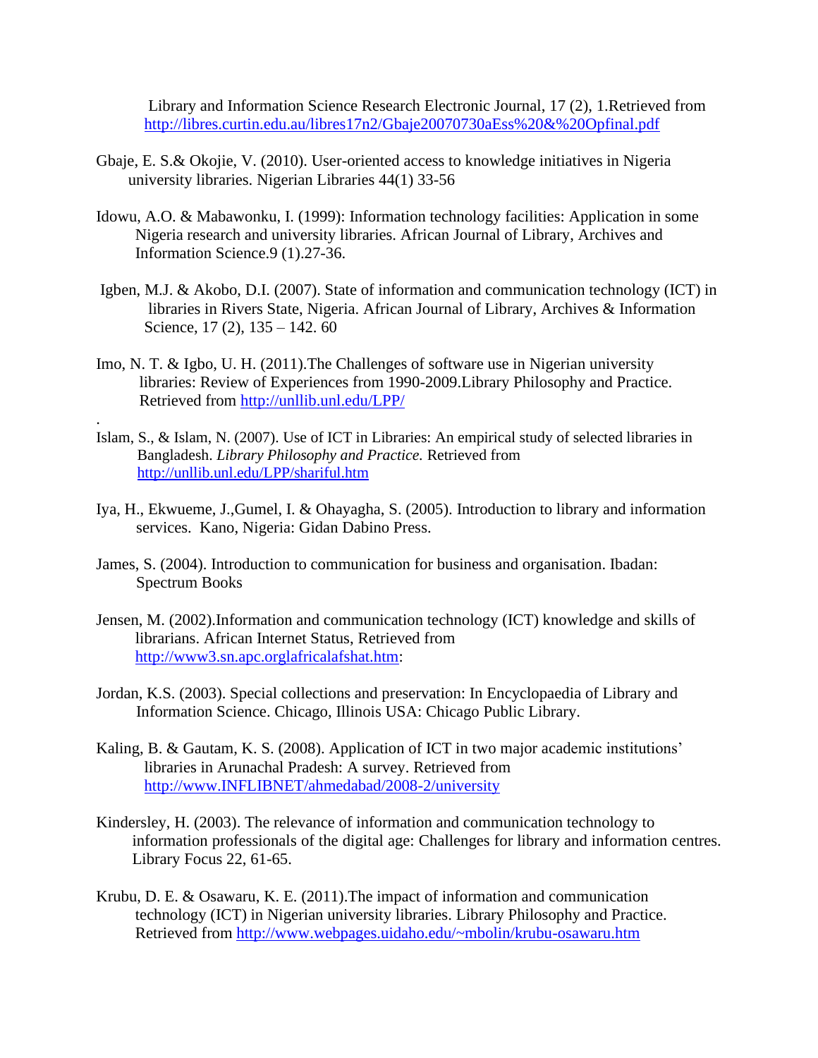Library and Information Science Research Electronic Journal, 17 (2), 1.Retrieved from http://libres.curtin.edu.au/libres17n2/Gbaje20070730aEss%20&%20Opfinal.pdf

Gbaje, E. S.& Okojie, V. (2010). User-oriented access to knowledge initiatives in Nigeria university libraries. Nigerian Libraries 44(1) 33-56

Idowu, A.O. & Mabawonku, I. (1999): Information technology facilities: Application in some Nigeria research and university libraries. African Journal of Library, Archives and Information Science.9 (1).27-36.

Igben, M.J. & Akobo, D.I. (2007). State of information and communication technology (ICT) in libraries in Rivers State, Nigeria. African Journal of Library, Archives & Information Science, 17 (2), 135 – 142. 60

Imo, N. T. & Igbo, U. H. (2011).The Challenges of software use in Nigerian university libraries: Review of Experiences from 1990-2009.Library Philosophy and Practice. Retrieved from http://unllib.unl.edu/LPP/

.

Islam, S., & Islam, N. (2007). Use of ICT in Libraries: An empirical study of selected libraries in Bangladesh. *Library Philosophy and Practice.* Retrieved from http://unllib.unl.edu/LPP/shariful.htm

Iya, H., Ekwueme, J.,Gumel, I. & Ohayagha, S. (2005). Introduction to library and information services. Kano, Nigeria: Gidan Dabino Press.

James, S. (2004). Introduction to communication for business and organisation. Ibadan: Spectrum Books

Jensen, M. (2002).Information and communication technology (ICT) knowledge and skills of librarians. African Internet Status, Retrieved from http://www3.sn.apc.orglafricalafshat.htm:

Jordan, K.S. (2003). Special collections and preservation: In Encyclopaedia of Library and Information Science. Chicago, Illinois USA: Chicago Public Library.

Kaling, B. & Gautam, K. S. (2008). Application of ICT in two major academic institutions' libraries in Arunachal Pradesh: A survey. Retrieved from http://www.INFLIBNET/ahmedabad/2008-2/university

Kindersley, H. (2003). The relevance of information and communication technology to information professionals of the digital age: Challenges for library and information centres. Library Focus 22, 61-65.

Krubu, D. E. & Osawaru, K. E. (2011).The impact of information and communication technology (ICT) in Nigerian university libraries. Library Philosophy and Practice. Retrieved from http://www.webpages.uidaho.edu/~mbolin/krubu-osawaru.htm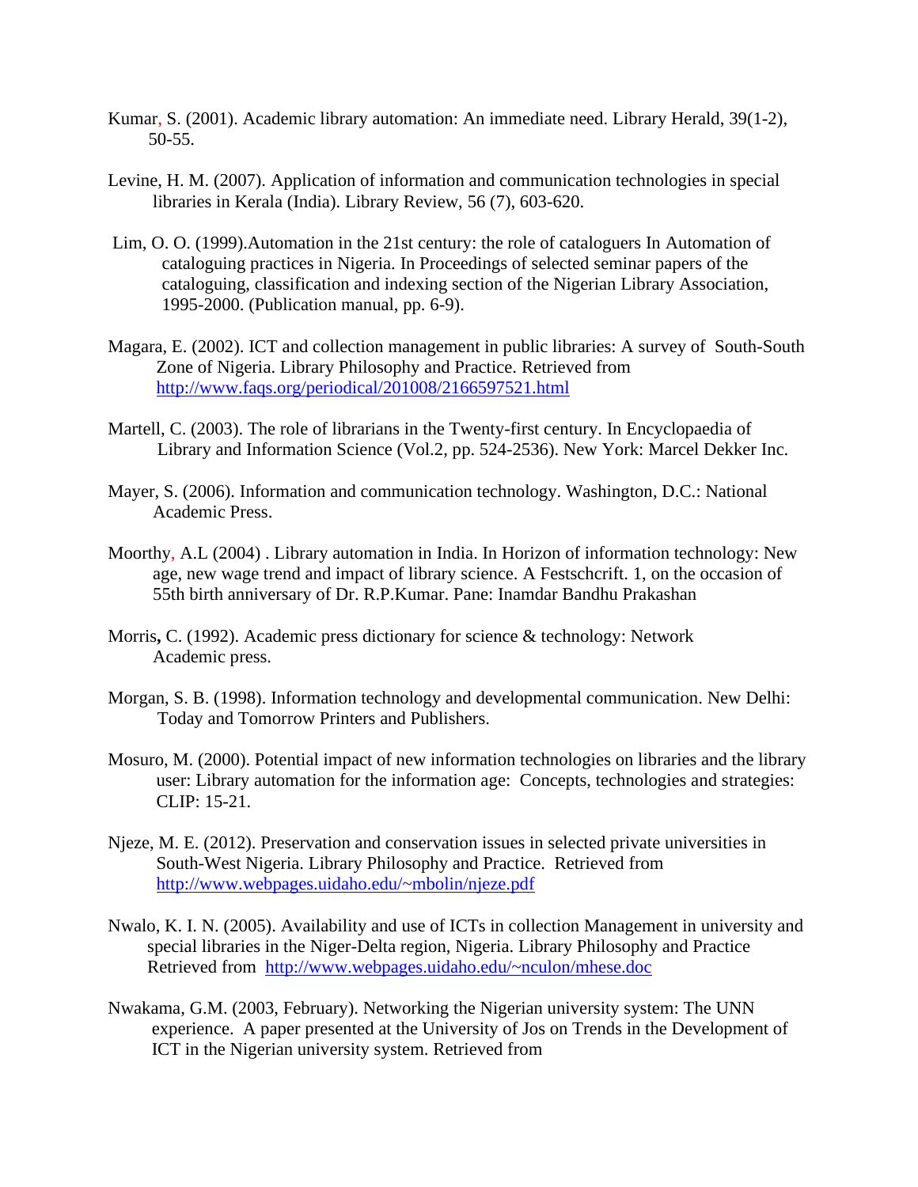Kumar, S. (2001). Academic library automation: An immediate need. Library Herald, 39(1-2), 50-55.

Levine, H. M. (2007). Application of information and communication technologies in special libraries in Kerala (India). Library Review, 56 (7), 603-620.

Lim, O. O. (1999).Automation in the 21st century: the role of cataloguers In Automation of cataloguing practices in Nigeria. In Proceedings of selected seminar papers of the cataloguing, classification and indexing section of the Nigerian Library Association, 1995-2000. (Publication manual, pp. 6-9).

Magara, E. (2002). ICT and collection management in public libraries: A survey of South-South Zone of Nigeria. Library Philosophy and Practice. Retrieved from http://www.faqs.org/periodical/201008/2166597521.html

Martell, C. (2003). The role of librarians in the Twenty-first century. In Encyclopaedia of Library and Information Science (Vol.2, pp. 524-2536). New York: Marcel Dekker Inc.

Mayer, S. (2006). Information and communication technology. Washington, D.C.: National Academic Press.

Moorthy, A.L (2004) . Library automation in India. In Horizon of information technology: New age, new wage trend and impact of library science. A Festschcrift. 1, on the occasion of 55th birth anniversary of Dr. R.P.Kumar. Pane: Inamdar Bandhu Prakashan

Morris**,** C. (1992). Academic press dictionary for science & technology: Network Academic press.

Morgan, S. B. (1998). Information technology and developmental communication. New Delhi: Today and Tomorrow Printers and Publishers.

Mosuro, M. (2000). Potential impact of new information technologies on libraries and the library user: Library automation for the information age: Concepts, technologies and strategies: CLIP: 15-21.

Njeze, M. E. (2012). Preservation and conservation issues in selected private universities in South-West Nigeria. Library Philosophy and Practice. Retrieved from http://www.webpages.uidaho.edu/~mbolin/njeze.pdf

Nwalo, K. I. N. (2005). Availability and use of ICTs in collection Management in university and special libraries in the Niger-Delta region, Nigeria. Library Philosophy and Practice Retrieved from http://www.webpages.uidaho.edu/~nculon/mhese.doc

Nwakama, G.M. (2003, February). Networking the Nigerian university system: The UNN experience. A paper presented at the University of Jos on Trends in the Development of ICT in the Nigerian university system. Retrieved from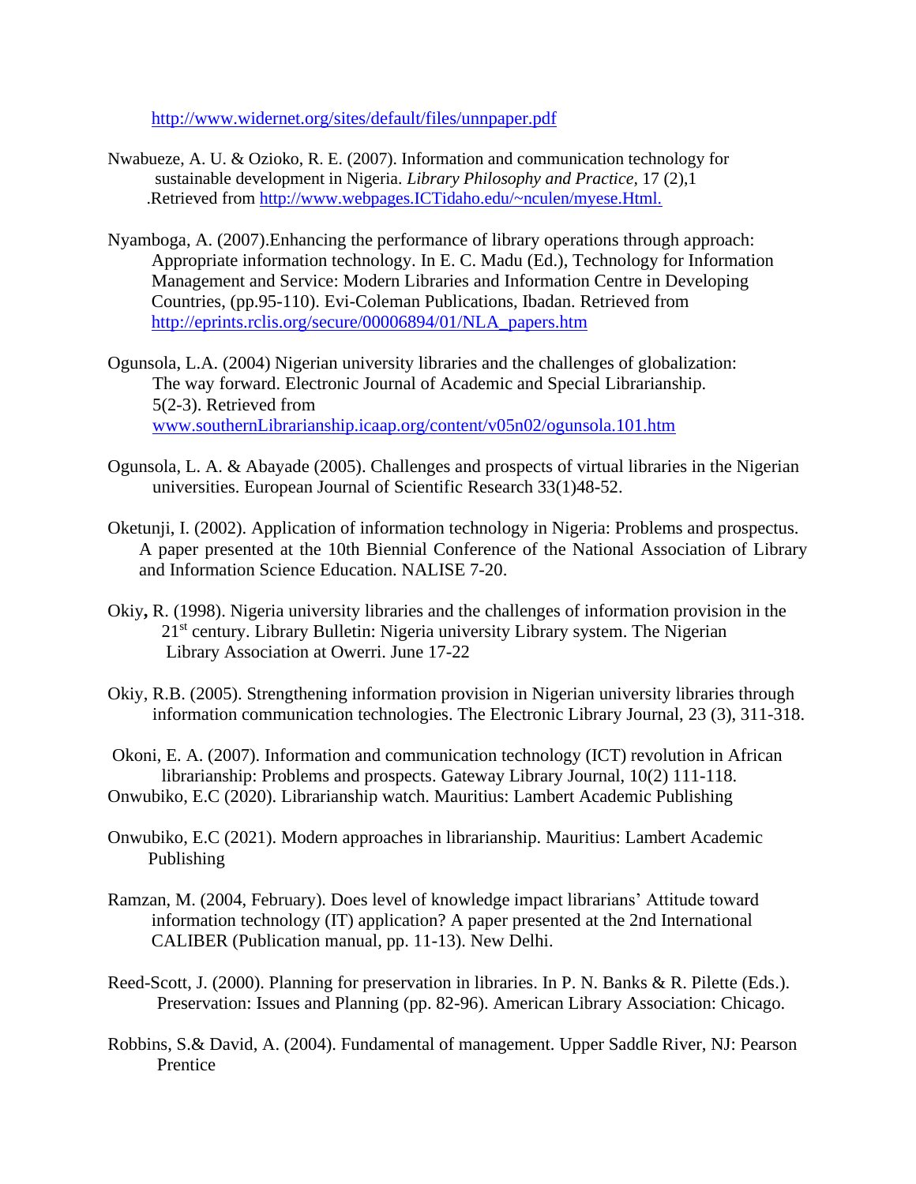http://www.widernet.org/sites/default/files/unnpaper.pdf

Nwabueze, A. U. & Ozioko, R. E. (2007). Information and communication technology for sustainable development in Nigeria. *Library Philosophy and Practice,* 17 (2),1 .Retrieved from http://www.webpages.ICTidaho.edu/~nculen/myese.Html.

Nyamboga, A. (2007).Enhancing the performance of library operations through approach: Appropriate information technology. In E. C. Madu (Ed.), Technology for Information Management and Service: Modern Libraries and Information Centre in Developing Countries, (pp.95-110). Evi-Coleman Publications, Ibadan. Retrieved from http://eprints.rclis.org/secure/00006894/01/NLA_papers.htm

Ogunsola, L.A. (2004) Nigerian university libraries and the challenges of globalization: The way forward. Electronic Journal of Academic and Special Librarianship. 5(2-3). Retrieved from www.southernLibrarianship.icaap.org/content/v05n02/ogunsola.101.htm

Ogunsola, L. A. & Abayade (2005). Challenges and prospects of virtual libraries in the Nigerian universities. European Journal of Scientific Research 33(1)48-52.

Oketunji, I. (2002). Application of information technology in Nigeria: Problems and prospectus. A paper presented at the 10th Biennial Conference of the National Association of Library and Information Science Education. NALISE 7-20.

Okiy**,** R. (1998). Nigeria university libraries and the challenges of information provision in the 21st century. Library Bulletin: Nigeria university Library system. The Nigerian Library Association at Owerri. June 17-22

Okiy, R.B. (2005). Strengthening information provision in Nigerian university libraries through information communication technologies. The Electronic Library Journal, 23 (3), 311-318.

Okoni, E. A. (2007). Information and communication technology (ICT) revolution in African librarianship: Problems and prospects. Gateway Library Journal, 10(2) 111-118.

Onwubiko, E.C (2020). Librarianship watch. Mauritius: Lambert Academic Publishing

Onwubiko, E.C (2021). Modern approaches in librarianship. Mauritius: Lambert Academic Publishing

Ramzan, M. (2004, February). Does level of knowledge impact librarians' Attitude toward information technology (IT) application? A paper presented at the 2nd International CALIBER (Publication manual, pp. 11-13). New Delhi.

Reed-Scott, J. (2000). Planning for preservation in libraries. In P. N. Banks & R. Pilette (Eds.). Preservation: Issues and Planning (pp. 82-96). American Library Association: Chicago.

Robbins, S.& David, A. (2004). Fundamental of management. Upper Saddle River, NJ: Pearson Prentice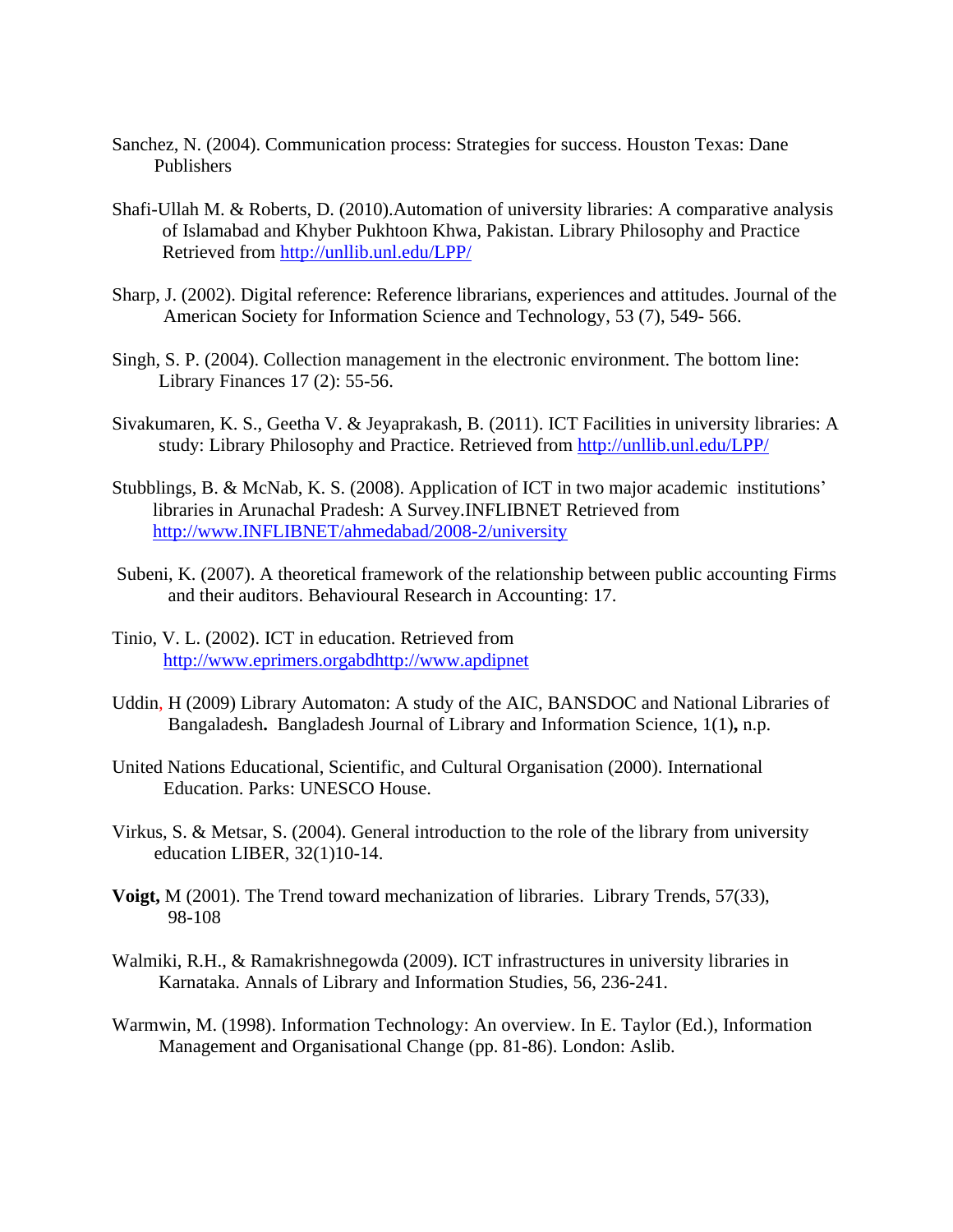Sanchez, N. (2004). Communication process: Strategies for success. Houston Texas: Dane Publishers

Shafi-Ullah M. & Roberts, D. (2010).Automation of university libraries: A comparative analysis of Islamabad and Khyber Pukhtoon Khwa, Pakistan. Library Philosophy and Practice Retrieved from http://unllib.unl.edu/LPP/

Sharp, J. (2002). Digital reference: Reference librarians, experiences and attitudes. Journal of the American Society for Information Science and Technology, 53 (7), 549- 566.

Singh, S. P. (2004). Collection management in the electronic environment. The bottom line: Library Finances 17 (2): 55-56.

Sivakumaren, K. S., Geetha V. & Jeyaprakash, B. (2011). ICT Facilities in university libraries: A study: Library Philosophy and Practice. Retrieved from http://unllib.unl.edu/LPP/

Stubblings, B. & McNab, K. S. (2008). Application of ICT in two major academic institutions' libraries in Arunachal Pradesh: A Survey.INFLIBNET Retrieved from http://www.INFLIBNET/ahmedabad/2008-2/university

Subeni, K. (2007). A theoretical framework of the relationship between public accounting Firms and their auditors. Behavioural Research in Accounting: 17.

Tinio, V. L. (2002). ICT in education. Retrieved from http://www.eprimers.orgabdhttp://www.apdipnet

Uddin, H (2009) Library Automaton: A study of the AIC, BANSDOC and National Libraries of Bangaladesh**.** Bangladesh Journal of Library and Information Science, 1(1)**,** n.p.

United Nations Educational, Scientific, and Cultural Organisation (2000). International Education. Parks: UNESCO House.

Virkus, S. & Metsar, S. (2004). General introduction to the role of the library from university education LIBER, 32(1)10-14.

**Voigt,** M (2001). The Trend toward mechanization of libraries. Library Trends, 57(33), 98-108

Walmiki, R.H., & Ramakrishnegowda (2009). ICT infrastructures in university libraries in Karnataka. Annals of Library and Information Studies, 56, 236-241.

Warmwin, M. (1998). Information Technology: An overview. In E. Taylor (Ed.), Information Management and Organisational Change (pp. 81-86). London: Aslib.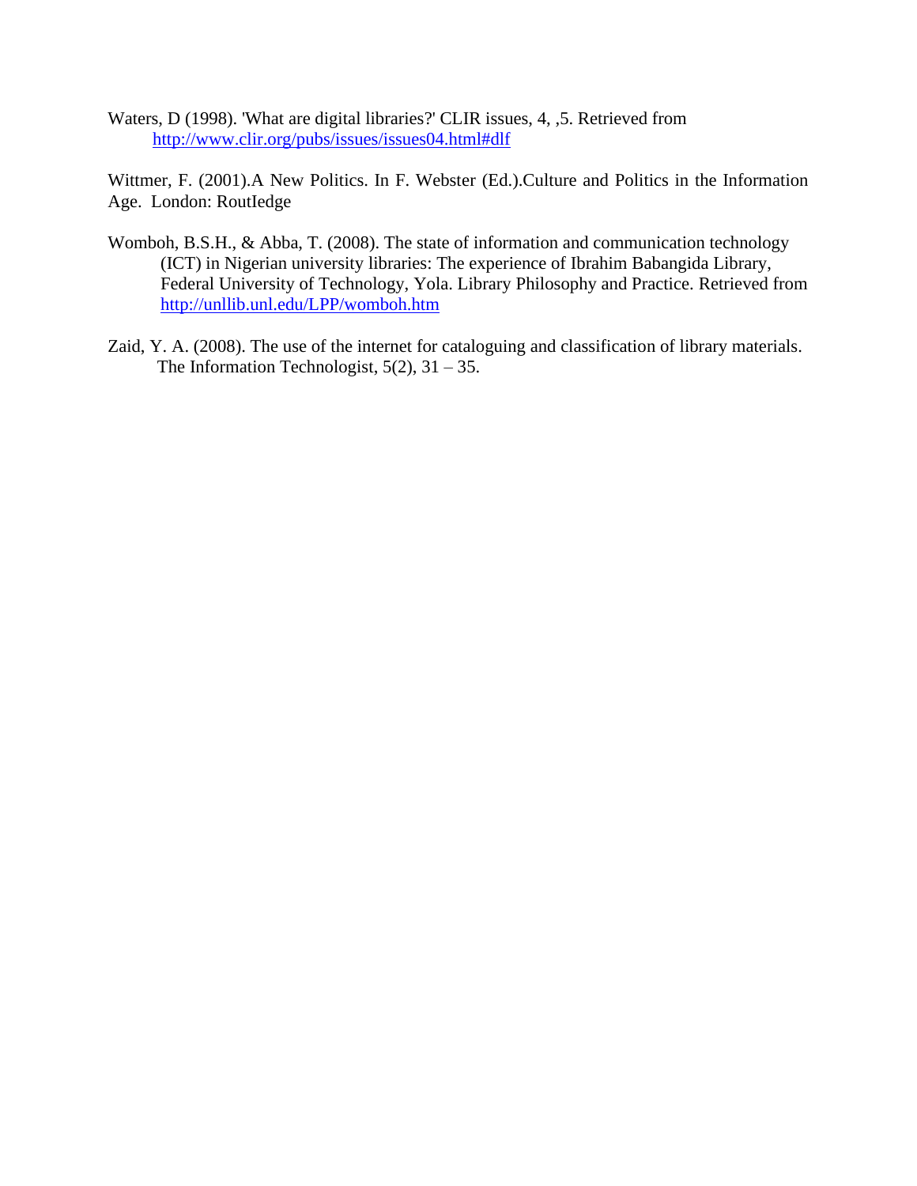Waters, D (1998). 'What are digital libraries?' CLIR issues, 4, ,5. Retrieved from http://www.clir.org/pubs/issues/issues04.html#dlf

Wittmer, F. (2001).A New Politics. In F. Webster (Ed.).Culture and Politics in the Information Age. London: RoutIedge

Womboh, B.S.H., & Abba, T. (2008). The state of information and communication technology (ICT) in Nigerian university libraries: The experience of Ibrahim Babangida Library, Federal University of Technology, Yola. Library Philosophy and Practice. Retrieved from http://unllib.unl.edu/LPP/womboh.htm

Zaid, Y. A. (2008). The use of the internet for cataloguing and classification of library materials. The Information Technologist, 5(2), 31 – 35.